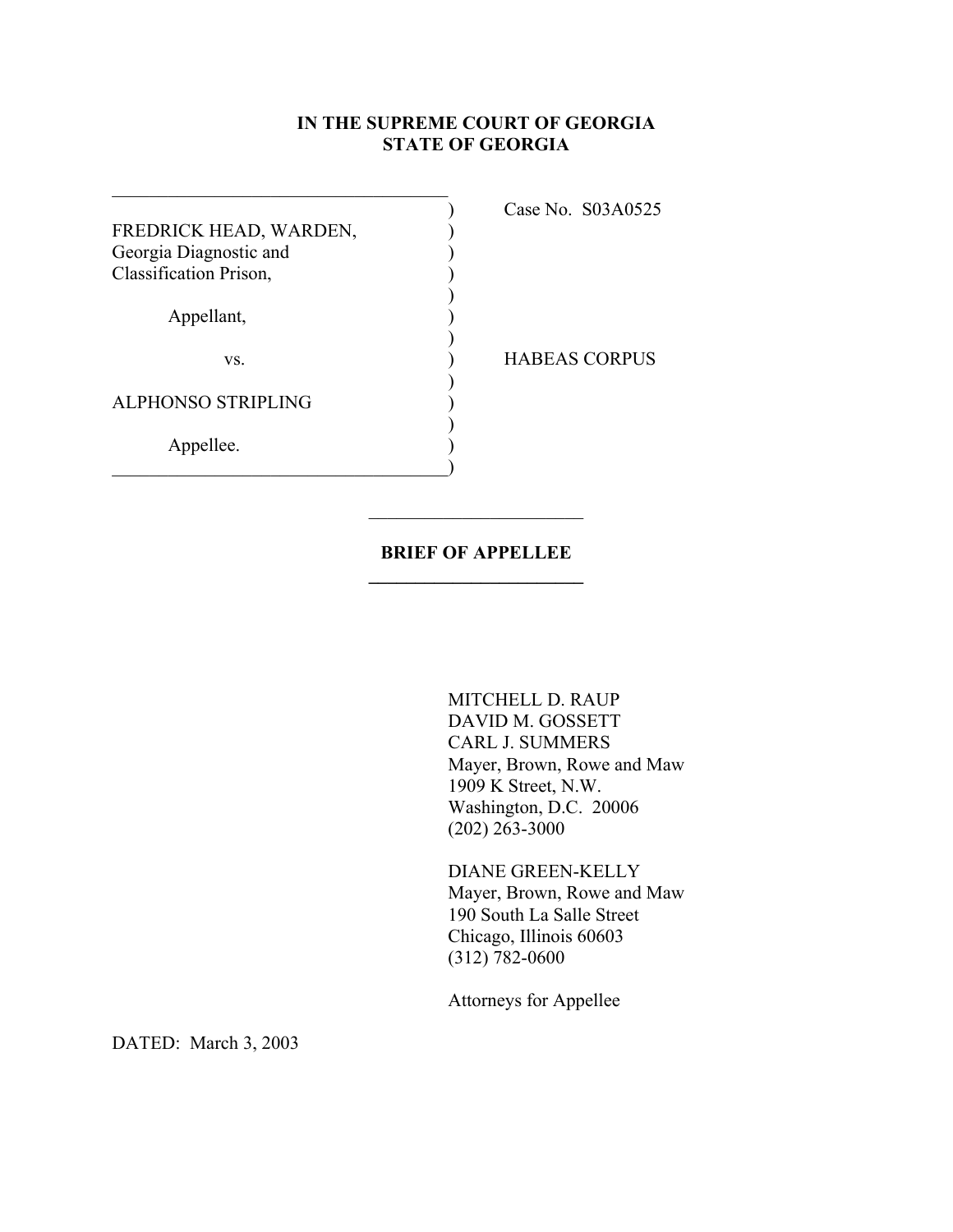**IN THE SUPREME COURT OF GEORGIA**
**STATE OF GEORGIA**

| | |
|---|---|
| FREDRICK HEAD, WARDEN, Georgia Diagnostic and Classification Prison, | Case No. S03A0525 |
| Appellant, | |
| vs. | HABEAS CORPUS |
| ALPHONSO STRIPLING | |
| Appellee. | |

**BRIEF OF APPELLEE**

MITCHELL D. RAUP
DAVID M. GOSSETT
CARL J. SUMMERS
Mayer, Brown, Rowe and Maw
1909 K Street, N.W.
Washington, D.C. 20006
(202) 263-3000

DIANE GREEN-KELLY
Mayer, Brown, Rowe and Maw
190 South La Salle Street
Chicago, Illinois 60603
(312) 782-0600

Attorneys for Appellee

DATED: March 3, 2003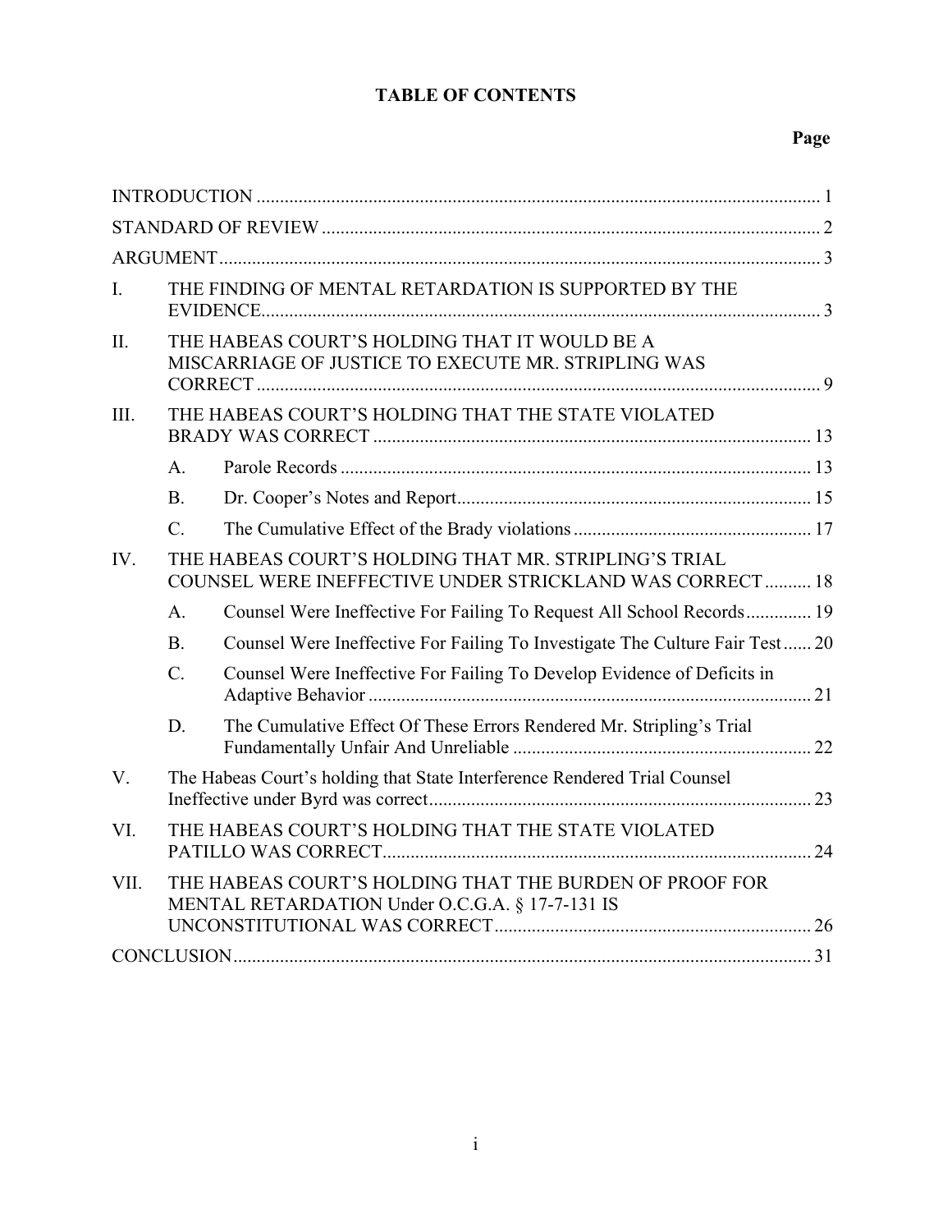# TABLE OF CONTENTS

| | | Page |
|---|---|---|
| INTRODUCTION | | 1 |
| STANDARD OF REVIEW | | 2 |
| ARGUMENT | | 3 |
| I. | THE FINDING OF MENTAL RETARDATION IS SUPPORTED BY THE EVIDENCE | 3 |
| II. | THE HABEAS COURT'S HOLDING THAT IT WOULD BE A MISCARRIAGE OF JUSTICE TO EXECUTE MR. STRIPLING WAS CORRECT | 9 |
| III. | THE HABEAS COURT'S HOLDING THAT THE STATE VIOLATED BRADY WAS CORRECT | 13 |
| | A. Parole Records | 13 |
| | B. Dr. Cooper's Notes and Report | 15 |
| | C. The Cumulative Effect of the Brady violations | 17 |
| IV. | THE HABEAS COURT'S HOLDING THAT MR. STRIPLING'S TRIAL COUNSEL WERE INEFFECTIVE UNDER STRICKLAND WAS CORRECT | 18 |
| | A. Counsel Were Ineffective For Failing To Request All School Records | 19 |
| | B. Counsel Were Ineffective For Failing To Investigate The Culture Fair Test | 20 |
| | C. Counsel Were Ineffective For Failing To Develop Evidence of Deficits in Adaptive Behavior | 21 |
| | D. The Cumulative Effect Of These Errors Rendered Mr. Stripling's Trial Fundamentally Unfair And Unreliable | 22 |
| V. | The Habeas Court's holding that State Interference Rendered Trial Counsel Ineffective under Byrd was correct | 23 |
| VI. | THE HABEAS COURT'S HOLDING THAT THE STATE VIOLATED PATILLO WAS CORRECT | 24 |
| VII. | THE HABEAS COURT'S HOLDING THAT THE BURDEN OF PROOF FOR MENTAL RETARDATION Under O.C.G.A. § 17-7-131 IS UNCONSTITUTIONAL WAS CORRECT | 26 |
| CONCLUSION | | 31 |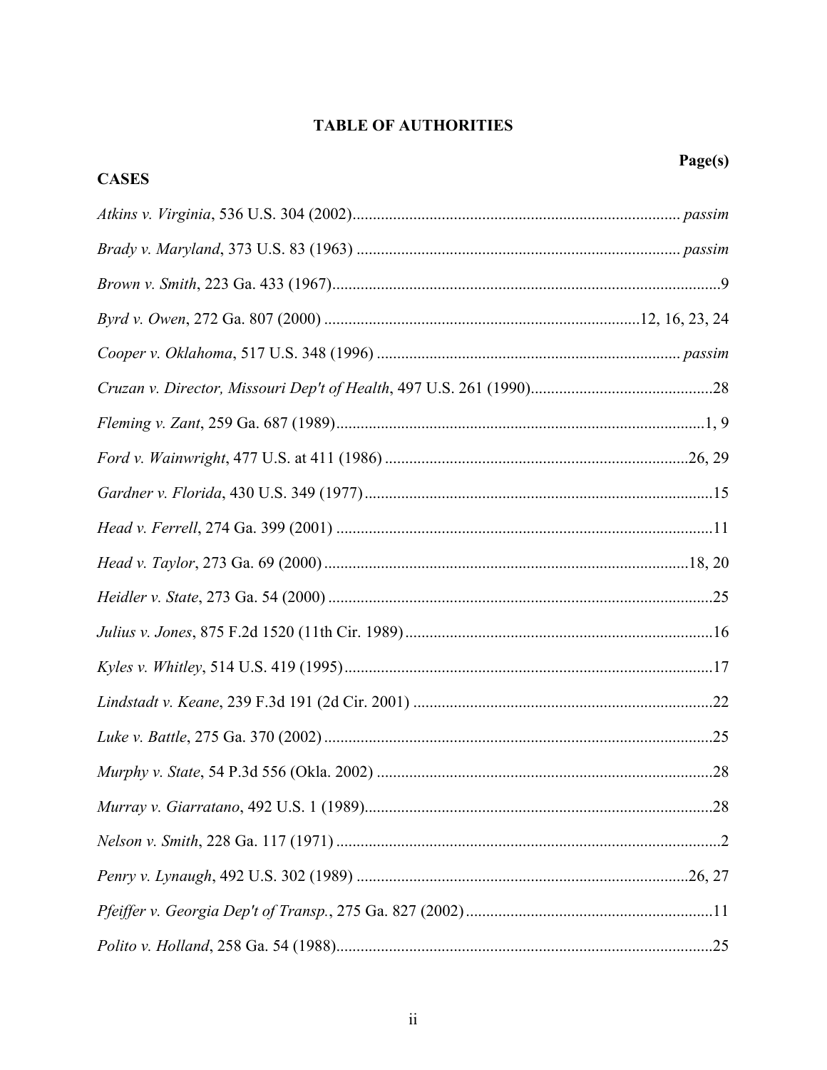# TABLE OF AUTHORITIES

| CASES | Page(s) |
|---|---|
| *Atkins v. Virginia*, 536 U.S. 304 (2002) | *passim* |
| *Brady v. Maryland*, 373 U.S. 83 (1963) | *passim* |
| *Brown v. Smith*, 223 Ga. 433 (1967) | 9 |
| *Byrd v. Owen*, 272 Ga. 807 (2000) | 12, 16, 23, 24 |
| *Cooper v. Oklahoma*, 517 U.S. 348 (1996) | *passim* |
| *Cruzan v. Director, Missouri Dep't of Health*, 497 U.S. 261 (1990) | 28 |
| *Fleming v. Zant*, 259 Ga. 687 (1989) | 1, 9 |
| *Ford v. Wainwright*, 477 U.S. at 411 (1986) | 26, 29 |
| *Gardner v. Florida*, 430 U.S. 349 (1977) | 15 |
| *Head v. Ferrell*, 274 Ga. 399 (2001) | 11 |
| *Head v. Taylor*, 273 Ga. 69 (2000) | 18, 20 |
| *Heidler v. State*, 273 Ga. 54 (2000) | 25 |
| *Julius v. Jones*, 875 F.2d 1520 (11th Cir. 1989) | 16 |
| *Kyles v. Whitley*, 514 U.S. 419 (1995) | 17 |
| *Lindstadt v. Keane*, 239 F.3d 191 (2d Cir. 2001) | 22 |
| *Luke v. Battle*, 275 Ga. 370 (2002) | 25 |
| *Murphy v. State*, 54 P.3d 556 (Okla. 2002) | 28 |
| *Murray v. Giarratano*, 492 U.S. 1 (1989) | 28 |
| *Nelson v. Smith*, 228 Ga. 117 (1971) | 2 |
| *Penry v. Lynaugh*, 492 U.S. 302 (1989) | 26, 27 |
| *Pfeiffer v. Georgia Dep't of Transp.*, 275 Ga. 827 (2002) | 11 |
| *Polito v. Holland*, 258 Ga. 54 (1988) | 25 |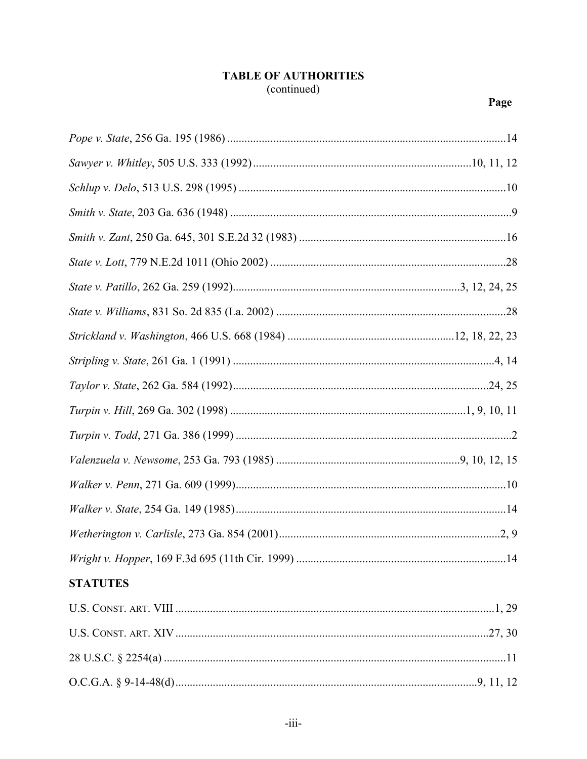## TABLE OF AUTHORITIES
(continued)

**Page**

*Pope v. State*, 256 Ga. 195 (1986) ....................14

*Sawyer v. Whitley*, 505 U.S. 333 (1992) ....................10, 11, 12

*Schlup v. Delo*, 513 U.S. 298 (1995) ....................10

*Smith v. State*, 203 Ga. 636 (1948) ....................9

*Smith v. Zant*, 250 Ga. 645, 301 S.E.2d 32 (1983) ....................16

*State v. Lott*, 779 N.E.2d 1011 (Ohio 2002) ....................28

*State v. Patillo*, 262 Ga. 259 (1992) ....................3, 12, 24, 25

*State v. Williams*, 831 So. 2d 835 (La. 2002) ....................28

*Strickland v. Washington*, 466 U.S. 668 (1984) ....................12, 18, 22, 23

*Stripling v. State*, 261 Ga. 1 (1991) ....................4, 14

*Taylor v. State*, 262 Ga. 584 (1992) ....................24, 25

*Turpin v. Hill*, 269 Ga. 302 (1998) ....................1, 9, 10, 11

*Turpin v. Todd*, 271 Ga. 386 (1999) ....................2

*Valenzuela v. Newsome*, 253 Ga. 793 (1985) ....................9, 10, 12, 15

*Walker v. Penn*, 271 Ga. 609 (1999) ....................10

*Walker v. State*, 254 Ga. 149 (1985) ....................14

*Wetherington v. Carlisle*, 273 Ga. 854 (2001) ....................2, 9

*Wright v. Hopper*, 169 F.3d 695 (11th Cir. 1999) ....................14

**STATUTES**

U.S. CONST. ART. VIII ....................1, 29

U.S. CONST. ART. XIV ....................27, 30

28 U.S.C. § 2254(a) ....................11

O.C.G.A. § 9-14-48(d) ....................9, 11, 12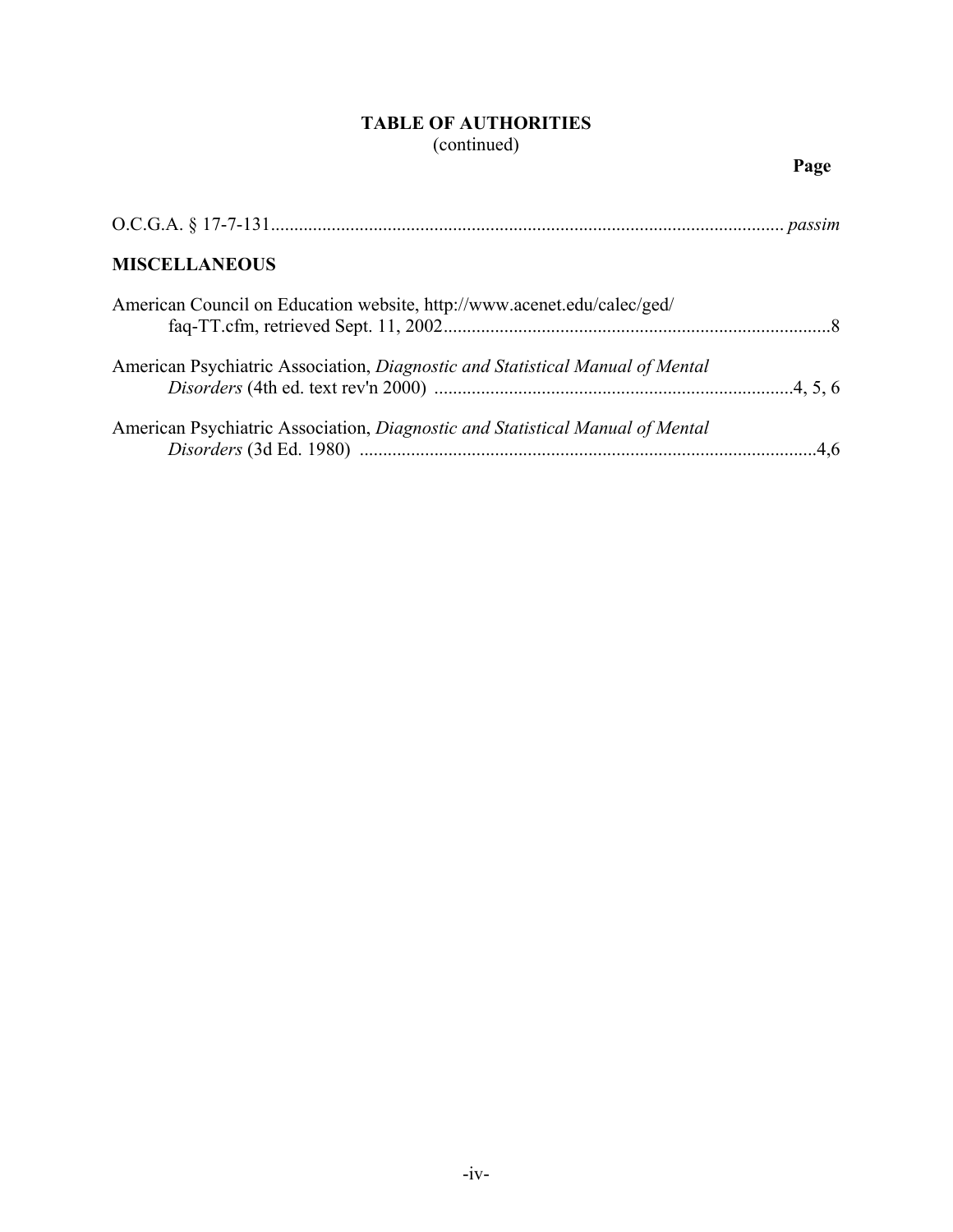## TABLE OF AUTHORITIES
(continued)

**Page**

O.C.G.A. § 17-7-131 ............................................................ *passim*

**MISCELLANEOUS**

American Council on Education website, http://www.acenet.edu/calec/ged/faq-TT.cfm, retrieved Sept. 11, 2002 ............................................................ 8

American Psychiatric Association, *Diagnostic and Statistical Manual of Mental Disorders* (4th ed. text rev'n 2000) ............................................................ 4, 5, 6

American Psychiatric Association, *Diagnostic and Statistical Manual of Mental Disorders* (3d Ed. 1980) ............................................................ 4,6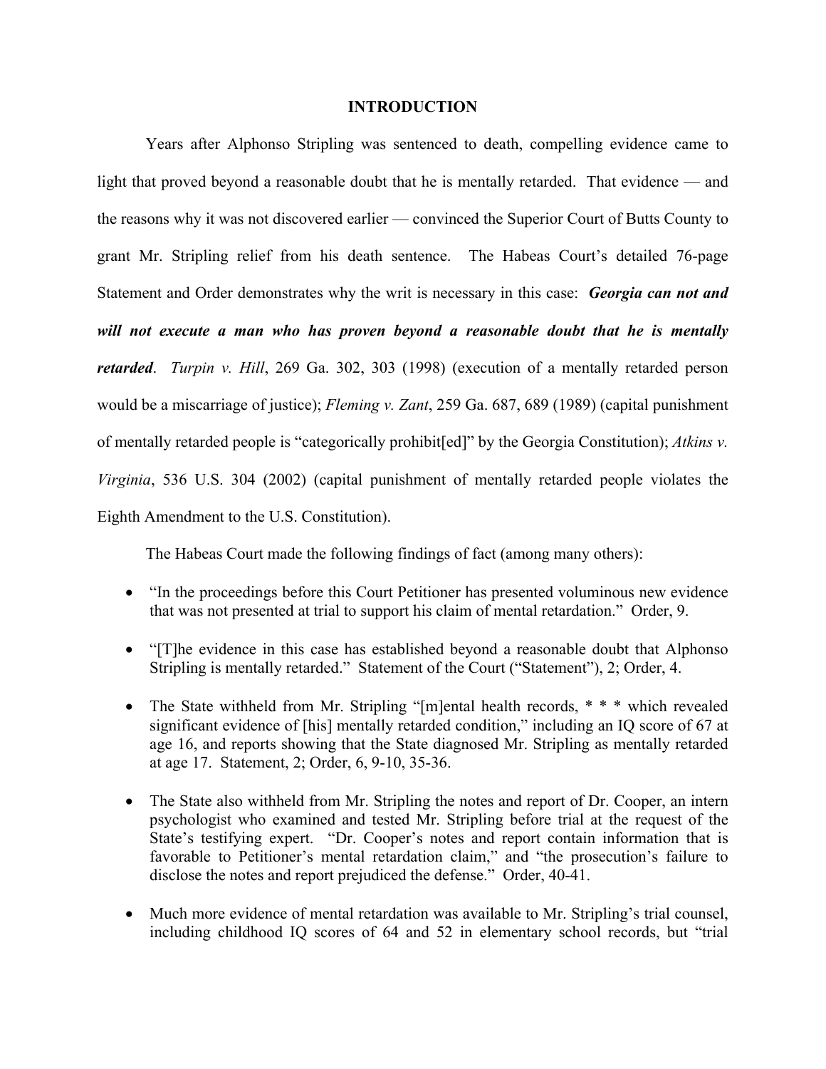# INTRODUCTION

Years after Alphonso Stripling was sentenced to death, compelling evidence came to light that proved beyond a reasonable doubt that he is mentally retarded. That evidence — and the reasons why it was not discovered earlier — convinced the Superior Court of Butts County to grant Mr. Stripling relief from his death sentence. The Habeas Court's detailed 76-page Statement and Order demonstrates why the writ is necessary in this case: ***Georgia can not and will not execute a man who has proven beyond a reasonable doubt that he is mentally retarded***. *Turpin v. Hill*, 269 Ga. 302, 303 (1998) (execution of a mentally retarded person would be a miscarriage of justice); *Fleming v. Zant*, 259 Ga. 687, 689 (1989) (capital punishment of mentally retarded people is "categorically prohibit[ed]" by the Georgia Constitution); *Atkins v. Virginia*, 536 U.S. 304 (2002) (capital punishment of mentally retarded people violates the Eighth Amendment to the U.S. Constitution).

The Habeas Court made the following findings of fact (among many others):

- "In the proceedings before this Court Petitioner has presented voluminous new evidence that was not presented at trial to support his claim of mental retardation." Order, 9.
- "[T]he evidence in this case has established beyond a reasonable doubt that Alphonso Stripling is mentally retarded." Statement of the Court ("Statement"), 2; Order, 4.
- The State withheld from Mr. Stripling "[m]ental health records, * * * which revealed significant evidence of [his] mentally retarded condition," including an IQ score of 67 at age 16, and reports showing that the State diagnosed Mr. Stripling as mentally retarded at age 17. Statement, 2; Order, 6, 9-10, 35-36.
- The State also withheld from Mr. Stripling the notes and report of Dr. Cooper, an intern psychologist who examined and tested Mr. Stripling before trial at the request of the State's testifying expert. "Dr. Cooper's notes and report contain information that is favorable to Petitioner's mental retardation claim," and "the prosecution's failure to disclose the notes and report prejudiced the defense." Order, 40-41.
- Much more evidence of mental retardation was available to Mr. Stripling's trial counsel, including childhood IQ scores of 64 and 52 in elementary school records, but "trial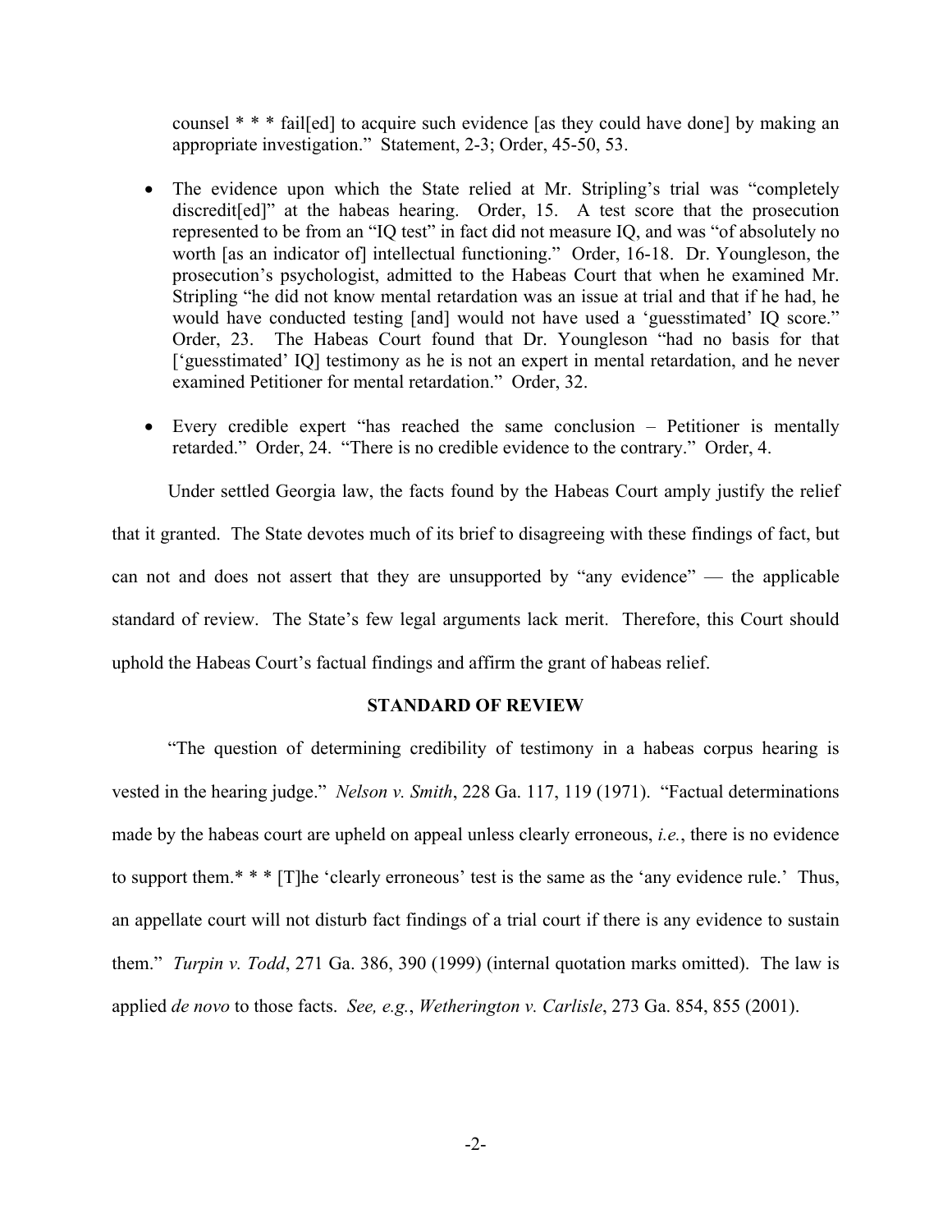counsel * * * fail[ed] to acquire such evidence [as they could have done] by making an appropriate investigation." Statement, 2-3; Order, 45-50, 53.

- The evidence upon which the State relied at Mr. Stripling's trial was "completely discredit[ed]" at the habeas hearing. Order, 15. A test score that the prosecution represented to be from an "IQ test" in fact did not measure IQ, and was "of absolutely no worth [as an indicator of] intellectual functioning." Order, 16-18. Dr. Youngleson, the prosecution's psychologist, admitted to the Habeas Court that when he examined Mr. Stripling "he did not know mental retardation was an issue at trial and that if he had, he would have conducted testing [and] would not have used a 'guesstimated' IQ score." Order, 23. The Habeas Court found that Dr. Youngleson "had no basis for that ['guesstimated' IQ] testimony as he is not an expert in mental retardation, and he never examined Petitioner for mental retardation." Order, 32.

- Every credible expert "has reached the same conclusion – Petitioner is mentally retarded." Order, 24. "There is no credible evidence to the contrary." Order, 4.

Under settled Georgia law, the facts found by the Habeas Court amply justify the relief that it granted. The State devotes much of its brief to disagreeing with these findings of fact, but can not and does not assert that they are unsupported by "any evidence" — the applicable standard of review. The State's few legal arguments lack merit. Therefore, this Court should uphold the Habeas Court's factual findings and affirm the grant of habeas relief.

## STANDARD OF REVIEW

"The question of determining credibility of testimony in a habeas corpus hearing is vested in the hearing judge." *Nelson v. Smith*, 228 Ga. 117, 119 (1971). "Factual determinations made by the habeas court are upheld on appeal unless clearly erroneous, *i.e.*, there is no evidence to support them.* * * [T]he 'clearly erroneous' test is the same as the 'any evidence rule.' Thus, an appellate court will not disturb fact findings of a trial court if there is any evidence to sustain them." *Turpin v. Todd*, 271 Ga. 386, 390 (1999) (internal quotation marks omitted). The law is applied *de novo* to those facts. *See, e.g.*, *Wetherington v. Carlisle*, 273 Ga. 854, 855 (2001).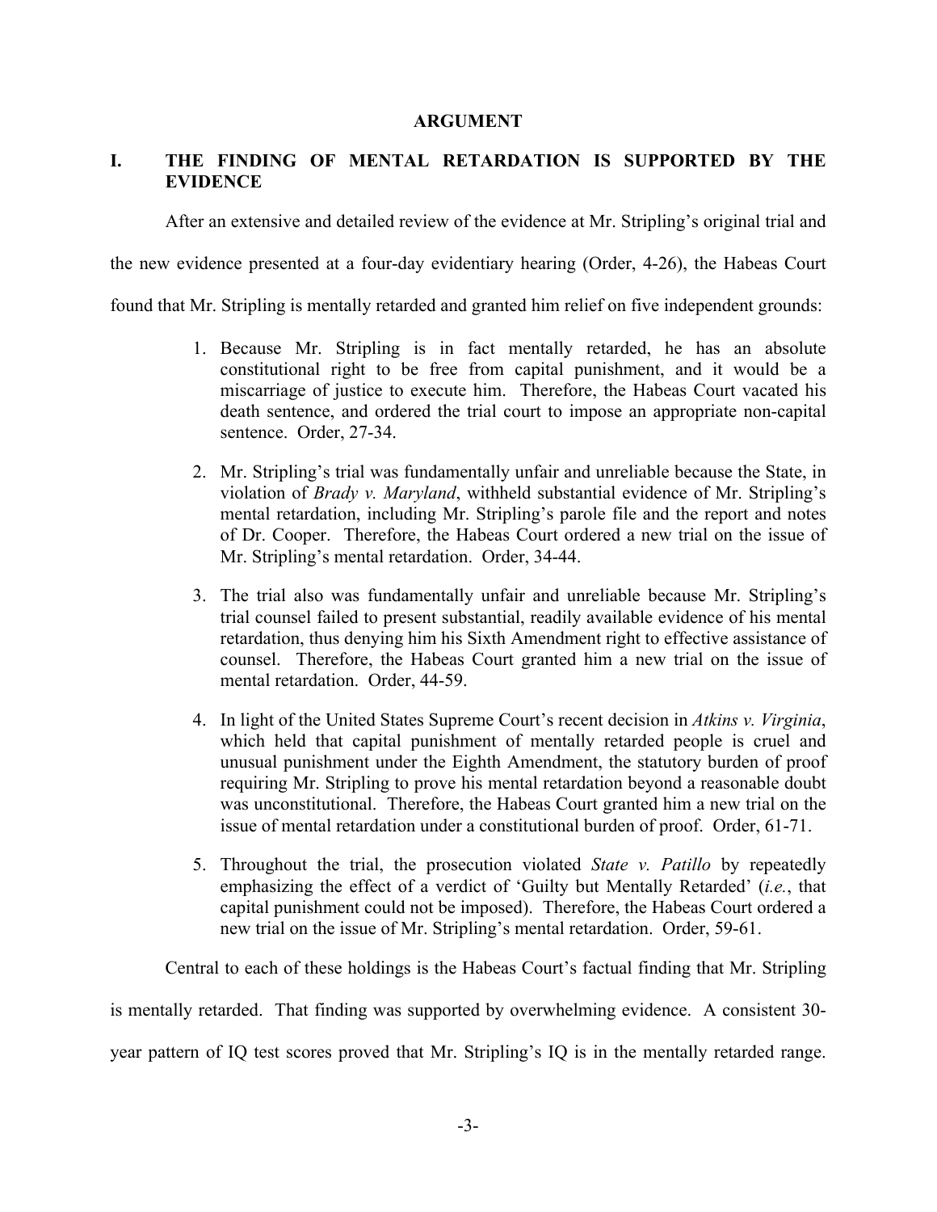## ARGUMENT

### I. THE FINDING OF MENTAL RETARDATION IS SUPPORTED BY THE EVIDENCE

After an extensive and detailed review of the evidence at Mr. Stripling's original trial and the new evidence presented at a four-day evidentiary hearing (Order, 4-26), the Habeas Court found that Mr. Stripling is mentally retarded and granted him relief on five independent grounds:

1. Because Mr. Stripling is in fact mentally retarded, he has an absolute constitutional right to be free from capital punishment, and it would be a miscarriage of justice to execute him. Therefore, the Habeas Court vacated his death sentence, and ordered the trial court to impose an appropriate non-capital sentence. Order, 27-34.

2. Mr. Stripling's trial was fundamentally unfair and unreliable because the State, in violation of *Brady v. Maryland*, withheld substantial evidence of Mr. Stripling's mental retardation, including Mr. Stripling's parole file and the report and notes of Dr. Cooper. Therefore, the Habeas Court ordered a new trial on the issue of Mr. Stripling's mental retardation. Order, 34-44.

3. The trial also was fundamentally unfair and unreliable because Mr. Stripling's trial counsel failed to present substantial, readily available evidence of his mental retardation, thus denying him his Sixth Amendment right to effective assistance of counsel. Therefore, the Habeas Court granted him a new trial on the issue of mental retardation. Order, 44-59.

4. In light of the United States Supreme Court's recent decision in *Atkins v. Virginia*, which held that capital punishment of mentally retarded people is cruel and unusual punishment under the Eighth Amendment, the statutory burden of proof requiring Mr. Stripling to prove his mental retardation beyond a reasonable doubt was unconstitutional. Therefore, the Habeas Court granted him a new trial on the issue of mental retardation under a constitutional burden of proof. Order, 61-71.

5. Throughout the trial, the prosecution violated *State v. Patillo* by repeatedly emphasizing the effect of a verdict of 'Guilty but Mentally Retarded' (*i.e.*, that capital punishment could not be imposed). Therefore, the Habeas Court ordered a new trial on the issue of Mr. Stripling's mental retardation. Order, 59-61.

Central to each of these holdings is the Habeas Court's factual finding that Mr. Stripling is mentally retarded. That finding was supported by overwhelming evidence. A consistent 30-year pattern of IQ test scores proved that Mr. Stripling's IQ is in the mentally retarded range.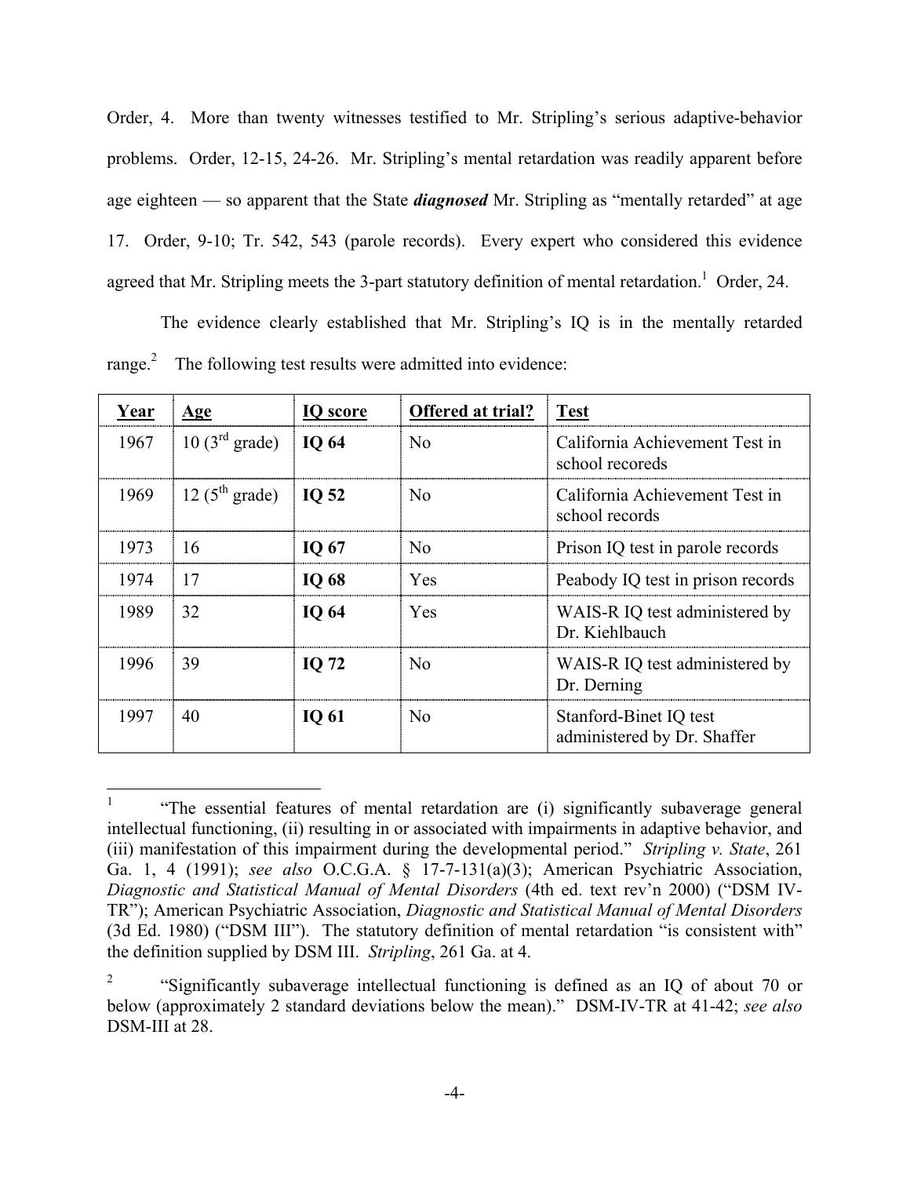Order, 4. More than twenty witnesses testified to Mr. Stripling's serious adaptive-behavior problems. Order, 12-15, 24-26. Mr. Stripling's mental retardation was readily apparent before age eighteen — so apparent that the State ***diagnosed*** Mr. Stripling as "mentally retarded" at age 17. Order, 9-10; Tr. 542, 543 (parole records). Every expert who considered this evidence agreed that Mr. Stripling meets the 3-part statutory definition of mental retardation.[1] Order, 24.

The evidence clearly established that Mr. Stripling's IQ is in the mentally retarded range.[2] The following test results were admitted into evidence:

| Year | Age | IQ score | Offered at trial? | Test |
|---|---|---|---|---|
| 1967 | 10 (3rd grade) | **IQ 64** | No | California Achievement Test in school recoreds |
| 1969 | 12 (5th grade) | **IQ 52** | No | California Achievement Test in school records |
| 1973 | 16 | **IQ 67** | No | Prison IQ test in parole records |
| 1974 | 17 | **IQ 68** | Yes | Peabody IQ test in prison records |
| 1989 | 32 | **IQ 64** | Yes | WAIS-R IQ test administered by Dr. Kiehlbauch |
| 1996 | 39 | **IQ 72** | No | WAIS-R IQ test administered by Dr. Derning |
| 1997 | 40 | **IQ 61** | No | Stanford-Binet IQ test administered by Dr. Shaffer |

---

[1] "The essential features of mental retardation are (i) significantly subaverage general intellectual functioning, (ii) resulting in or associated with impairments in adaptive behavior, and (iii) manifestation of this impairment during the developmental period." *Stripling v. State*, 261 Ga. 1, 4 (1991); *see also* O.C.G.A. § 17-7-131(a)(3); American Psychiatric Association, *Diagnostic and Statistical Manual of Mental Disorders* (4th ed. text rev'n 2000) ("DSM IV-TR"); American Psychiatric Association, *Diagnostic and Statistical Manual of Mental Disorders* (3d Ed. 1980) ("DSM III"). The statutory definition of mental retardation "is consistent with" the definition supplied by DSM III. *Stripling*, 261 Ga. at 4.

[2] "Significantly subaverage intellectual functioning is defined as an IQ of about 70 or below (approximately 2 standard deviations below the mean)." DSM-IV-TR at 41-42; *see also* DSM-III at 28.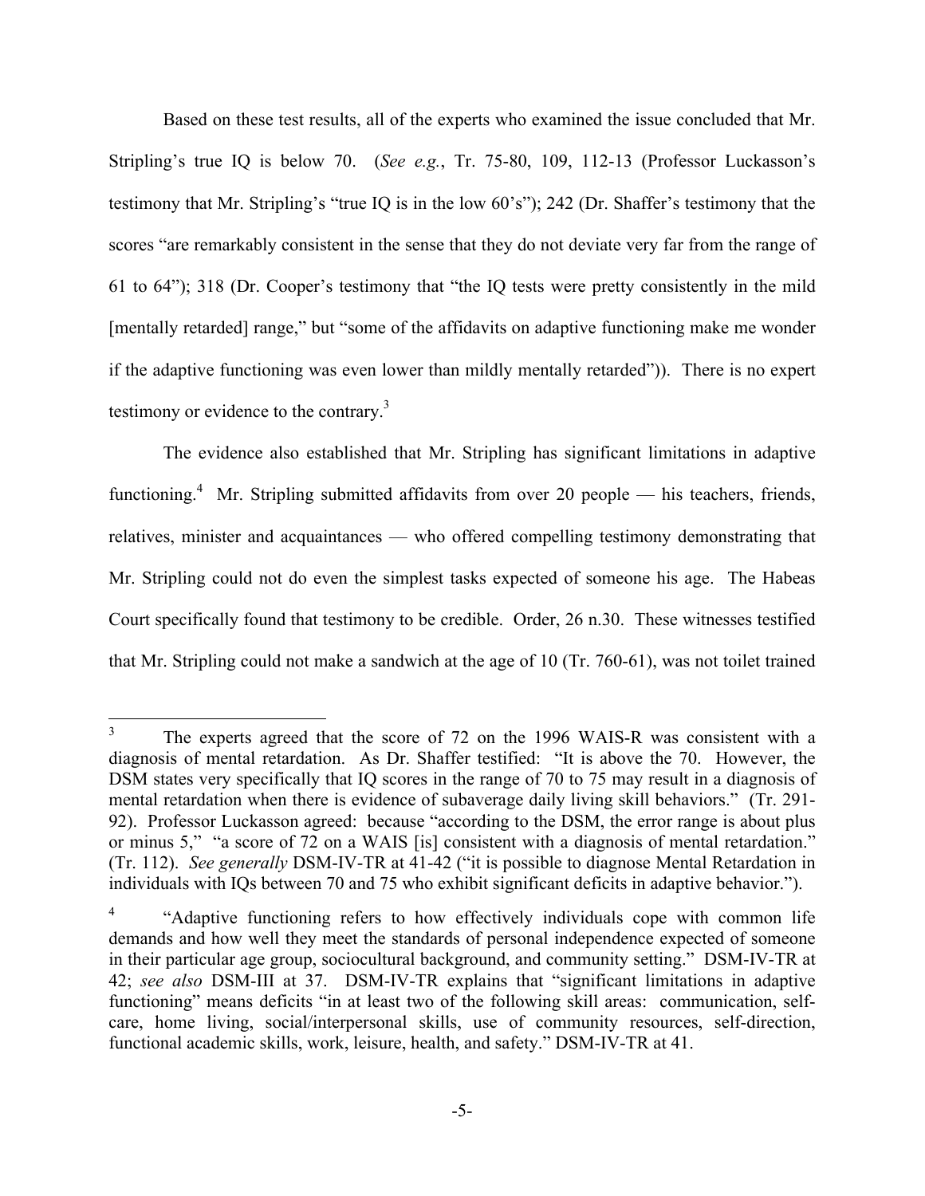Based on these test results, all of the experts who examined the issue concluded that Mr. Stripling's true IQ is below 70. (*See e.g.*, Tr. 75-80, 109, 112-13 (Professor Luckasson's testimony that Mr. Stripling's "true IQ is in the low 60's"); 242 (Dr. Shaffer's testimony that the scores "are remarkably consistent in the sense that they do not deviate very far from the range of 61 to 64"); 318 (Dr. Cooper's testimony that "the IQ tests were pretty consistently in the mild [mentally retarded] range," but "some of the affidavits on adaptive functioning make me wonder if the adaptive functioning was even lower than mildly mentally retarded")). There is no expert testimony or evidence to the contrary.[3]

The evidence also established that Mr. Stripling has significant limitations in adaptive functioning.[4] Mr. Stripling submitted affidavits from over 20 people — his teachers, friends, relatives, minister and acquaintances — who offered compelling testimony demonstrating that Mr. Stripling could not do even the simplest tasks expected of someone his age. The Habeas Court specifically found that testimony to be credible. Order, 26 n.30. These witnesses testified that Mr. Stripling could not make a sandwich at the age of 10 (Tr. 760-61), was not toilet trained

---

[3] The experts agreed that the score of 72 on the 1996 WAIS-R was consistent with a diagnosis of mental retardation. As Dr. Shaffer testified: "It is above the 70. However, the DSM states very specifically that IQ scores in the range of 70 to 75 may result in a diagnosis of mental retardation when there is evidence of subaverage daily living skill behaviors." (Tr. 291-92). Professor Luckasson agreed: because "according to the DSM, the error range is about plus or minus 5," "a score of 72 on a WAIS [is] consistent with a diagnosis of mental retardation." (Tr. 112). *See generally* DSM-IV-TR at 41-42 ("it is possible to diagnose Mental Retardation in individuals with IQs between 70 and 75 who exhibit significant deficits in adaptive behavior.").

[4] "Adaptive functioning refers to how effectively individuals cope with common life demands and how well they meet the standards of personal independence expected of someone in their particular age group, sociocultural background, and community setting." DSM-IV-TR at 42; *see also* DSM-III at 37. DSM-IV-TR explains that "significant limitations in adaptive functioning" means deficits "in at least two of the following skill areas: communication, self-care, home living, social/interpersonal skills, use of community resources, self-direction, functional academic skills, work, leisure, health, and safety." DSM-IV-TR at 41.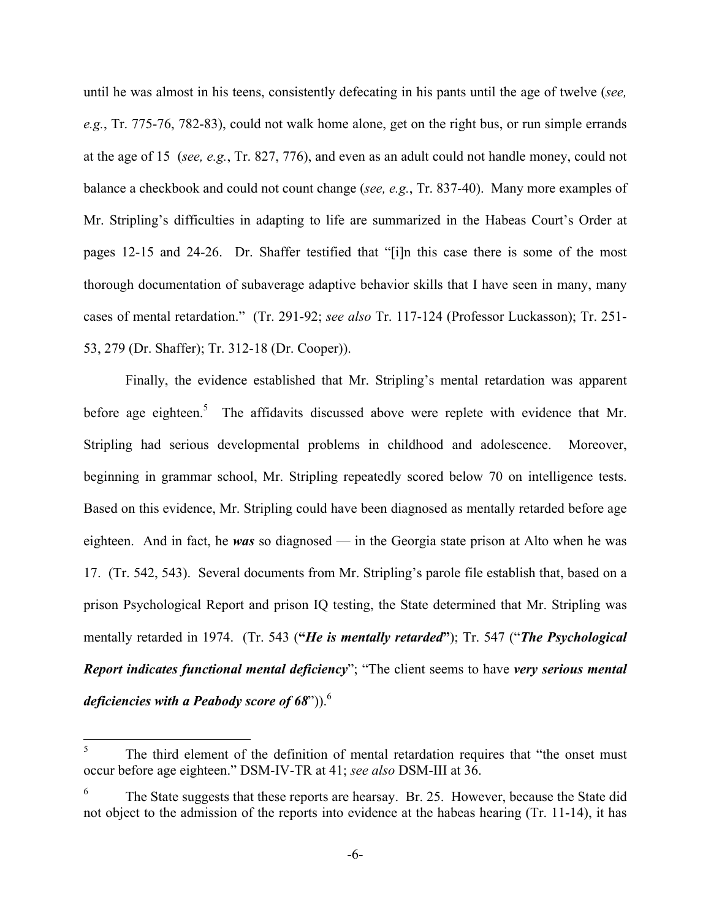until he was almost in his teens, consistently defecating in his pants until the age of twelve (*see, e.g.*, Tr. 775-76, 782-83), could not walk home alone, get on the right bus, or run simple errands at the age of 15 (*see, e.g.*, Tr. 827, 776), and even as an adult could not handle money, could not balance a checkbook and could not count change (*see, e.g.*, Tr. 837-40). Many more examples of Mr. Stripling's difficulties in adapting to life are summarized in the Habeas Court's Order at pages 12-15 and 24-26. Dr. Shaffer testified that "[i]n this case there is some of the most thorough documentation of subaverage adaptive behavior skills that I have seen in many, many cases of mental retardation." (Tr. 291-92; *see also* Tr. 117-124 (Professor Luckasson); Tr. 251-53, 279 (Dr. Shaffer); Tr. 312-18 (Dr. Cooper)).

Finally, the evidence established that Mr. Stripling's mental retardation was apparent before age eighteen.[5] The affidavits discussed above were replete with evidence that Mr. Stripling had serious developmental problems in childhood and adolescence. Moreover, beginning in grammar school, Mr. Stripling repeatedly scored below 70 on intelligence tests. Based on this evidence, Mr. Stripling could have been diagnosed as mentally retarded before age eighteen. And in fact, he ***was*** so diagnosed — in the Georgia state prison at Alto when he was 17. (Tr. 542, 543). Several documents from Mr. Stripling's parole file establish that, based on a prison Psychological Report and prison IQ testing, the State determined that Mr. Stripling was mentally retarded in 1974. (Tr. 543 (**"*He is mentally retarded*"**); Tr. 547 ("***The Psychological Report indicates functional mental deficiency***"; "The client seems to have ***very serious mental deficiencies with a Peabody score of 68***")).[6]

---

[5] The third element of the definition of mental retardation requires that "the onset must occur before age eighteen." DSM-IV-TR at 41; *see also* DSM-III at 36.

[6] The State suggests that these reports are hearsay. Br. 25. However, because the State did not object to the admission of the reports into evidence at the habeas hearing (Tr. 11-14), it has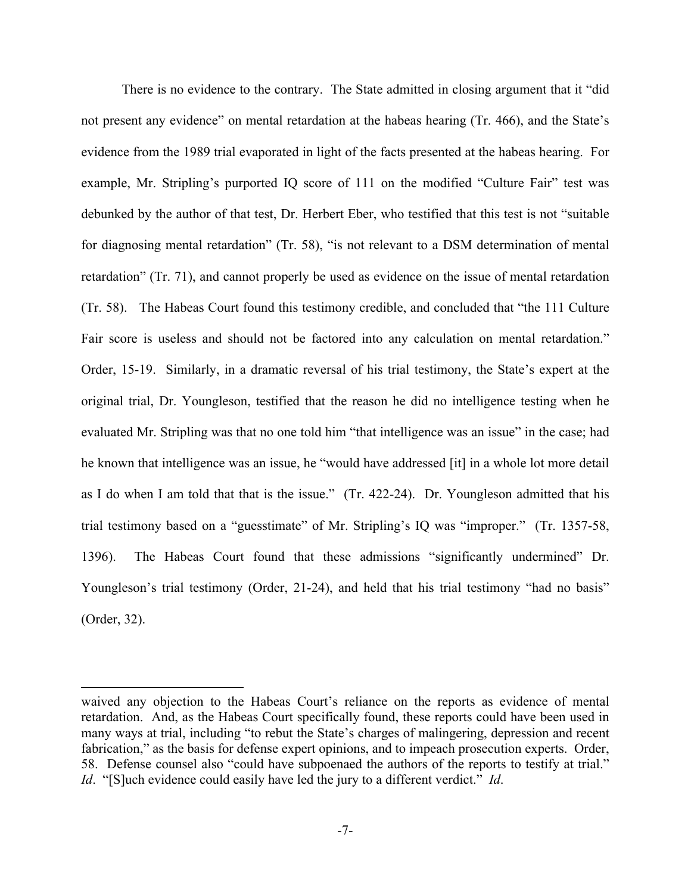There is no evidence to the contrary. The State admitted in closing argument that it "did not present any evidence" on mental retardation at the habeas hearing (Tr. 466), and the State's evidence from the 1989 trial evaporated in light of the facts presented at the habeas hearing. For example, Mr. Stripling's purported IQ score of 111 on the modified "Culture Fair" test was debunked by the author of that test, Dr. Herbert Eber, who testified that this test is not "suitable for diagnosing mental retardation" (Tr. 58), "is not relevant to a DSM determination of mental retardation" (Tr. 71), and cannot properly be used as evidence on the issue of mental retardation (Tr. 58). The Habeas Court found this testimony credible, and concluded that "the 111 Culture Fair score is useless and should not be factored into any calculation on mental retardation." Order, 15-19. Similarly, in a dramatic reversal of his trial testimony, the State's expert at the original trial, Dr. Youngleson, testified that the reason he did no intelligence testing when he evaluated Mr. Stripling was that no one told him "that intelligence was an issue" in the case; had he known that intelligence was an issue, he "would have addressed [it] in a whole lot more detail as I do when I am told that that is the issue." (Tr. 422-24). Dr. Youngleson admitted that his trial testimony based on a "guesstimate" of Mr. Stripling's IQ was "improper." (Tr. 1357-58, 1396). The Habeas Court found that these admissions "significantly undermined" Dr. Youngleson's trial testimony (Order, 21-24), and held that his trial testimony "had no basis" (Order, 32).

---

waived any objection to the Habeas Court's reliance on the reports as evidence of mental retardation. And, as the Habeas Court specifically found, these reports could have been used in many ways at trial, including "to rebut the State's charges of malingering, depression and recent fabrication," as the basis for defense expert opinions, and to impeach prosecution experts. Order, 58. Defense counsel also "could have subpoenaed the authors of the reports to testify at trial." *Id*. "[S]uch evidence could easily have led the jury to a different verdict." *Id*.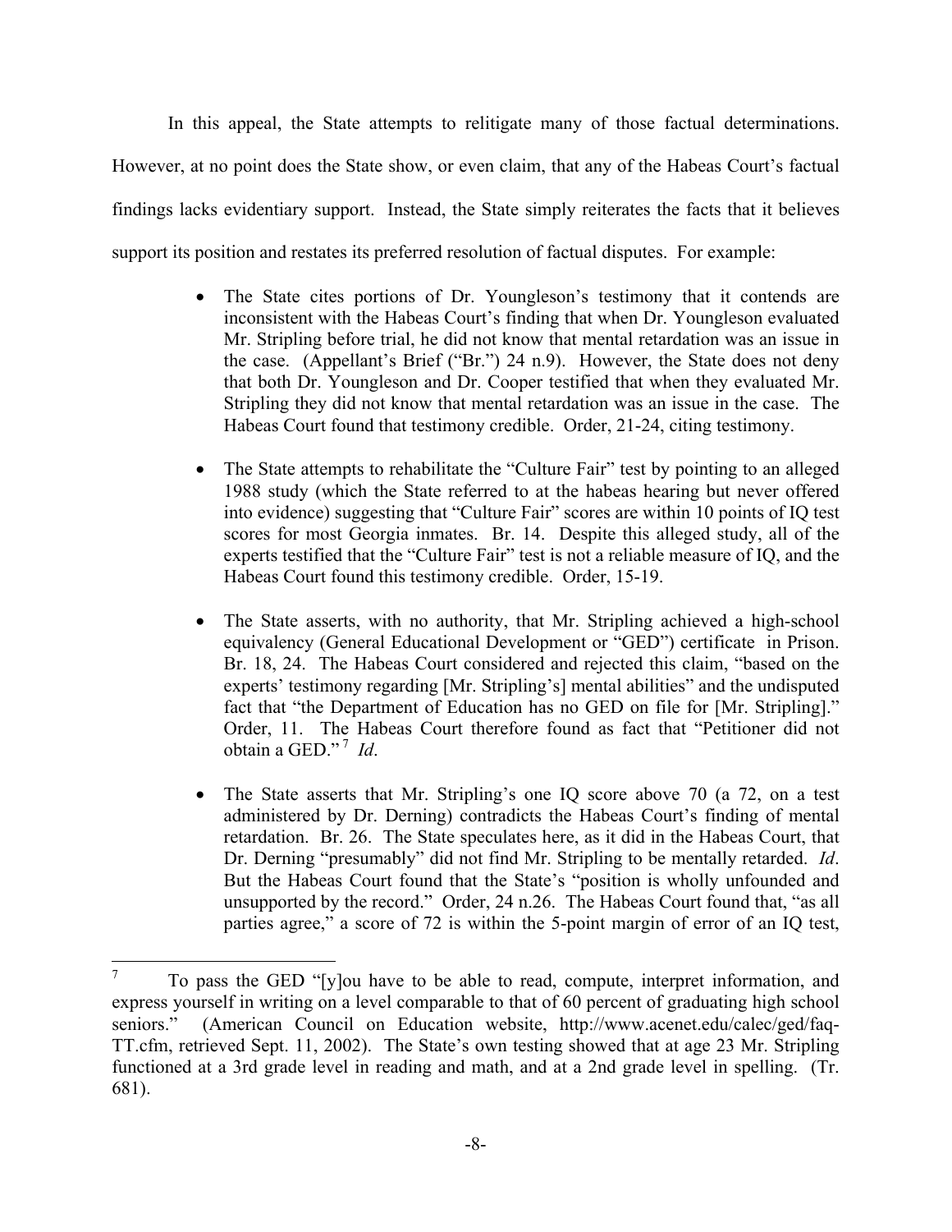In this appeal, the State attempts to relitigate many of those factual determinations. However, at no point does the State show, or even claim, that any of the Habeas Court's factual findings lacks evidentiary support. Instead, the State simply reiterates the facts that it believes support its position and restates its preferred resolution of factual disputes. For example:

- The State cites portions of Dr. Youngleson's testimony that it contends are inconsistent with the Habeas Court's finding that when Dr. Youngleson evaluated Mr. Stripling before trial, he did not know that mental retardation was an issue in the case. (Appellant's Brief ("Br.") 24 n.9). However, the State does not deny that both Dr. Youngleson and Dr. Cooper testified that when they evaluated Mr. Stripling they did not know that mental retardation was an issue in the case. The Habeas Court found that testimony credible. Order, 21-24, citing testimony.

- The State attempts to rehabilitate the "Culture Fair" test by pointing to an alleged 1988 study (which the State referred to at the habeas hearing but never offered into evidence) suggesting that "Culture Fair" scores are within 10 points of IQ test scores for most Georgia inmates. Br. 14. Despite this alleged study, all of the experts testified that the "Culture Fair" test is not a reliable measure of IQ, and the Habeas Court found this testimony credible. Order, 15-19.

- The State asserts, with no authority, that Mr. Stripling achieved a high-school equivalency (General Educational Development or "GED") certificate in Prison. Br. 18, 24. The Habeas Court considered and rejected this claim, "based on the experts' testimony regarding [Mr. Stripling's] mental abilities" and the undisputed fact that "the Department of Education has no GED on file for [Mr. Stripling]." Order, 11. The Habeas Court therefore found as fact that "Petitioner did not obtain a GED."[7] *Id*.

- The State asserts that Mr. Stripling's one IQ score above 70 (a 72, on a test administered by Dr. Derning) contradicts the Habeas Court's finding of mental retardation. Br. 26. The State speculates here, as it did in the Habeas Court, that Dr. Derning "presumably" did not find Mr. Stripling to be mentally retarded. *Id*. But the Habeas Court found that the State's "position is wholly unfounded and unsupported by the record." Order, 24 n.26. The Habeas Court found that, "as all parties agree," a score of 72 is within the 5-point margin of error of an IQ test,

---

[7] To pass the GED "[y]ou have to be able to read, compute, interpret information, and express yourself in writing on a level comparable to that of 60 percent of graduating high school seniors." (American Council on Education website, http://www.acenet.edu/calec/ged/faq-TT.cfm, retrieved Sept. 11, 2002). The State's own testing showed that at age 23 Mr. Stripling functioned at a 3rd grade level in reading and math, and at a 2nd grade level in spelling. (Tr. 681).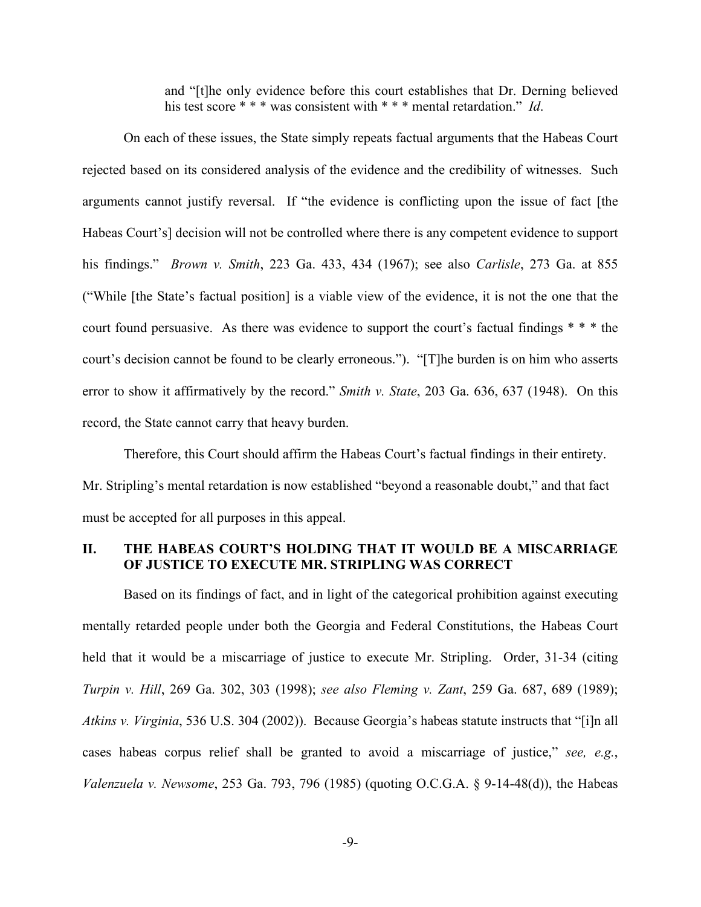and "[t]he only evidence before this court establishes that Dr. Derning believed his test score * * * was consistent with * * * mental retardation." *Id*.

On each of these issues, the State simply repeats factual arguments that the Habeas Court rejected based on its considered analysis of the evidence and the credibility of witnesses. Such arguments cannot justify reversal. If "the evidence is conflicting upon the issue of fact [the Habeas Court's] decision will not be controlled where there is any competent evidence to support his findings." *Brown v. Smith*, 223 Ga. 433, 434 (1967); see also *Carlisle*, 273 Ga. at 855 ("While [the State's factual position] is a viable view of the evidence, it is not the one that the court found persuasive. As there was evidence to support the court's factual findings * * * the court's decision cannot be found to be clearly erroneous."). "[T]he burden is on him who asserts error to show it affirmatively by the record." *Smith v. State*, 203 Ga. 636, 637 (1948). On this record, the State cannot carry that heavy burden.

Therefore, this Court should affirm the Habeas Court's factual findings in their entirety. Mr. Stripling's mental retardation is now established "beyond a reasonable doubt," and that fact must be accepted for all purposes in this appeal.

## II. THE HABEAS COURT'S HOLDING THAT IT WOULD BE A MISCARRIAGE OF JUSTICE TO EXECUTE MR. STRIPLING WAS CORRECT

Based on its findings of fact, and in light of the categorical prohibition against executing mentally retarded people under both the Georgia and Federal Constitutions, the Habeas Court held that it would be a miscarriage of justice to execute Mr. Stripling. Order, 31-34 (citing *Turpin v. Hill*, 269 Ga. 302, 303 (1998); *see also Fleming v. Zant*, 259 Ga. 687, 689 (1989); *Atkins v. Virginia*, 536 U.S. 304 (2002)). Because Georgia's habeas statute instructs that "[i]n all cases habeas corpus relief shall be granted to avoid a miscarriage of justice," *see, e.g.*, *Valenzuela v. Newsome*, 253 Ga. 793, 796 (1985) (quoting O.C.G.A. § 9-14-48(d)), the Habeas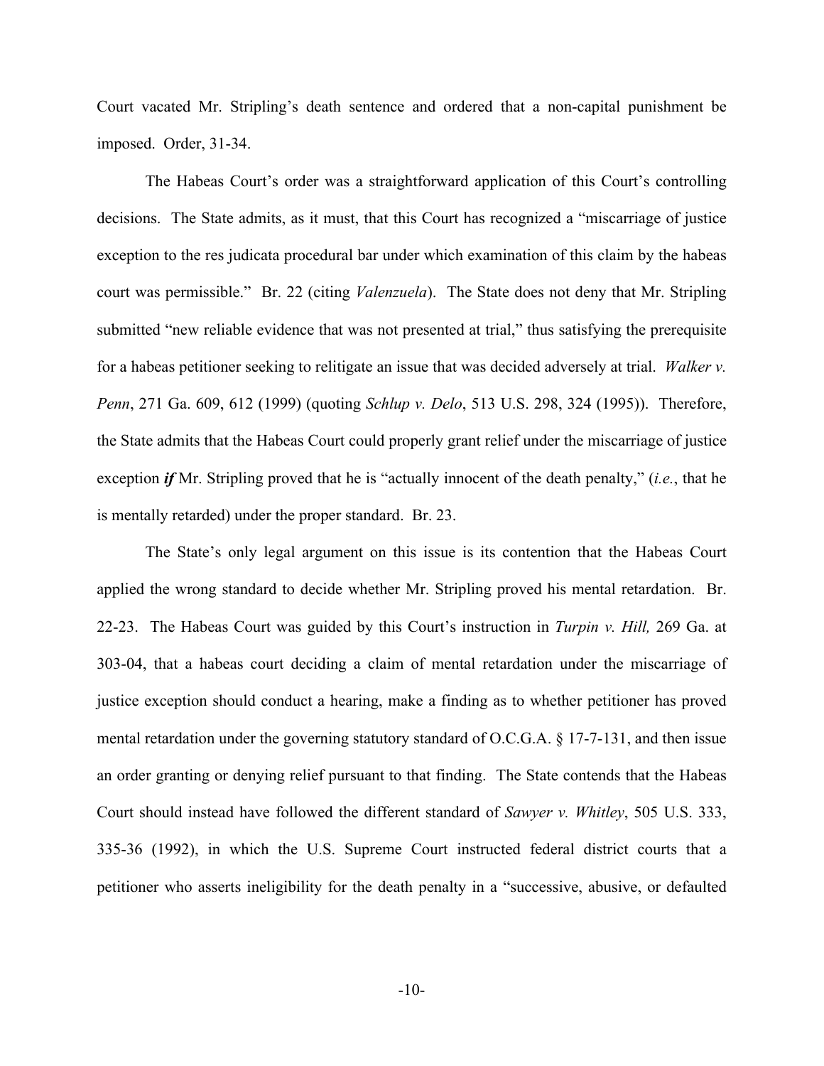Court vacated Mr. Stripling's death sentence and ordered that a non-capital punishment be imposed. Order, 31-34.

The Habeas Court's order was a straightforward application of this Court's controlling decisions. The State admits, as it must, that this Court has recognized a "miscarriage of justice exception to the res judicata procedural bar under which examination of this claim by the habeas court was permissible." Br. 22 (citing *Valenzuela*). The State does not deny that Mr. Stripling submitted "new reliable evidence that was not presented at trial," thus satisfying the prerequisite for a habeas petitioner seeking to relitigate an issue that was decided adversely at trial. *Walker v. Penn*, 271 Ga. 609, 612 (1999) (quoting *Schlup v. Delo*, 513 U.S. 298, 324 (1995)). Therefore, the State admits that the Habeas Court could properly grant relief under the miscarriage of justice exception ***if*** Mr. Stripling proved that he is "actually innocent of the death penalty," (*i.e.*, that he is mentally retarded) under the proper standard. Br. 23.

The State's only legal argument on this issue is its contention that the Habeas Court applied the wrong standard to decide whether Mr. Stripling proved his mental retardation. Br. 22-23. The Habeas Court was guided by this Court's instruction in *Turpin v. Hill,* 269 Ga. at 303-04, that a habeas court deciding a claim of mental retardation under the miscarriage of justice exception should conduct a hearing, make a finding as to whether petitioner has proved mental retardation under the governing statutory standard of O.C.G.A. § 17-7-131, and then issue an order granting or denying relief pursuant to that finding. The State contends that the Habeas Court should instead have followed the different standard of *Sawyer v. Whitley*, 505 U.S. 333, 335-36 (1992), in which the U.S. Supreme Court instructed federal district courts that a petitioner who asserts ineligibility for the death penalty in a "successive, abusive, or defaulted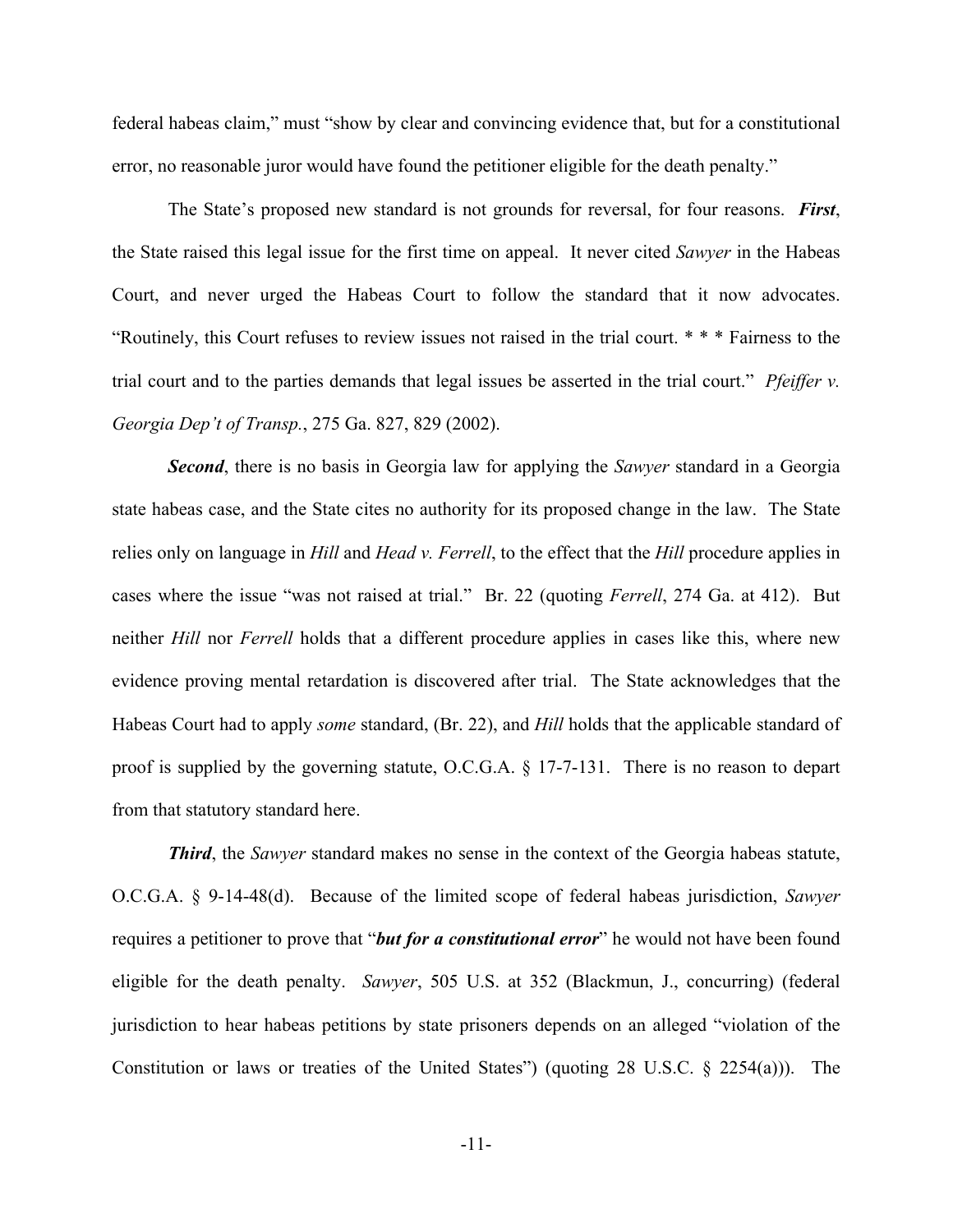federal habeas claim," must "show by clear and convincing evidence that, but for a constitutional error, no reasonable juror would have found the petitioner eligible for the death penalty."

The State's proposed new standard is not grounds for reversal, for four reasons. ***First***, the State raised this legal issue for the first time on appeal. It never cited *Sawyer* in the Habeas Court, and never urged the Habeas Court to follow the standard that it now advocates. "Routinely, this Court refuses to review issues not raised in the trial court. * * * Fairness to the trial court and to the parties demands that legal issues be asserted in the trial court." *Pfeiffer v. Georgia Dep't of Transp.*, 275 Ga. 827, 829 (2002).

***Second***, there is no basis in Georgia law for applying the *Sawyer* standard in a Georgia state habeas case, and the State cites no authority for its proposed change in the law. The State relies only on language in *Hill* and *Head v. Ferrell*, to the effect that the *Hill* procedure applies in cases where the issue "was not raised at trial." Br. 22 (quoting *Ferrell*, 274 Ga. at 412). But neither *Hill* nor *Ferrell* holds that a different procedure applies in cases like this, where new evidence proving mental retardation is discovered after trial. The State acknowledges that the Habeas Court had to apply *some* standard, (Br. 22), and *Hill* holds that the applicable standard of proof is supplied by the governing statute, O.C.G.A. § 17-7-131. There is no reason to depart from that statutory standard here.

***Third***, the *Sawyer* standard makes no sense in the context of the Georgia habeas statute, O.C.G.A. § 9-14-48(d). Because of the limited scope of federal habeas jurisdiction, *Sawyer* requires a petitioner to prove that "***but for a constitutional error***" he would not have been found eligible for the death penalty. *Sawyer*, 505 U.S. at 352 (Blackmun, J., concurring) (federal jurisdiction to hear habeas petitions by state prisoners depends on an alleged "violation of the Constitution or laws or treaties of the United States") (quoting 28 U.S.C. § 2254(a))). The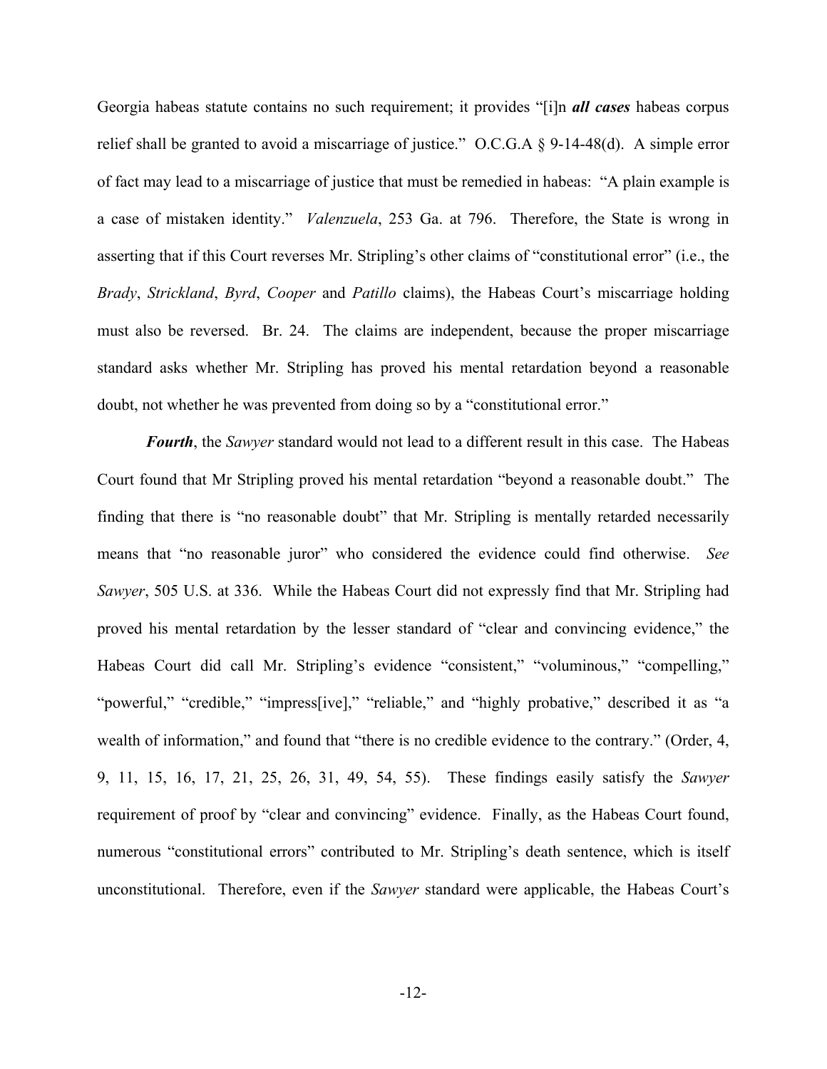Georgia habeas statute contains no such requirement; it provides "[i]n ***all cases*** habeas corpus relief shall be granted to avoid a miscarriage of justice." O.C.G.A § 9-14-48(d). A simple error of fact may lead to a miscarriage of justice that must be remedied in habeas: "A plain example is a case of mistaken identity." *Valenzuela*, 253 Ga. at 796. Therefore, the State is wrong in asserting that if this Court reverses Mr. Stripling's other claims of "constitutional error" (i.e., the *Brady*, *Strickland*, *Byrd*, *Cooper* and *Patillo* claims), the Habeas Court's miscarriage holding must also be reversed. Br. 24. The claims are independent, because the proper miscarriage standard asks whether Mr. Stripling has proved his mental retardation beyond a reasonable doubt, not whether he was prevented from doing so by a "constitutional error."

***Fourth***, the *Sawyer* standard would not lead to a different result in this case. The Habeas Court found that Mr Stripling proved his mental retardation "beyond a reasonable doubt." The finding that there is "no reasonable doubt" that Mr. Stripling is mentally retarded necessarily means that "no reasonable juror" who considered the evidence could find otherwise. *See Sawyer*, 505 U.S. at 336. While the Habeas Court did not expressly find that Mr. Stripling had proved his mental retardation by the lesser standard of "clear and convincing evidence," the Habeas Court did call Mr. Stripling's evidence "consistent," "voluminous," "compelling," "powerful," "credible," "impress[ive]," "reliable," and "highly probative," described it as "a wealth of information," and found that "there is no credible evidence to the contrary." (Order, 4, 9, 11, 15, 16, 17, 21, 25, 26, 31, 49, 54, 55). These findings easily satisfy the *Sawyer* requirement of proof by "clear and convincing" evidence. Finally, as the Habeas Court found, numerous "constitutional errors" contributed to Mr. Stripling's death sentence, which is itself unconstitutional. Therefore, even if the *Sawyer* standard were applicable, the Habeas Court's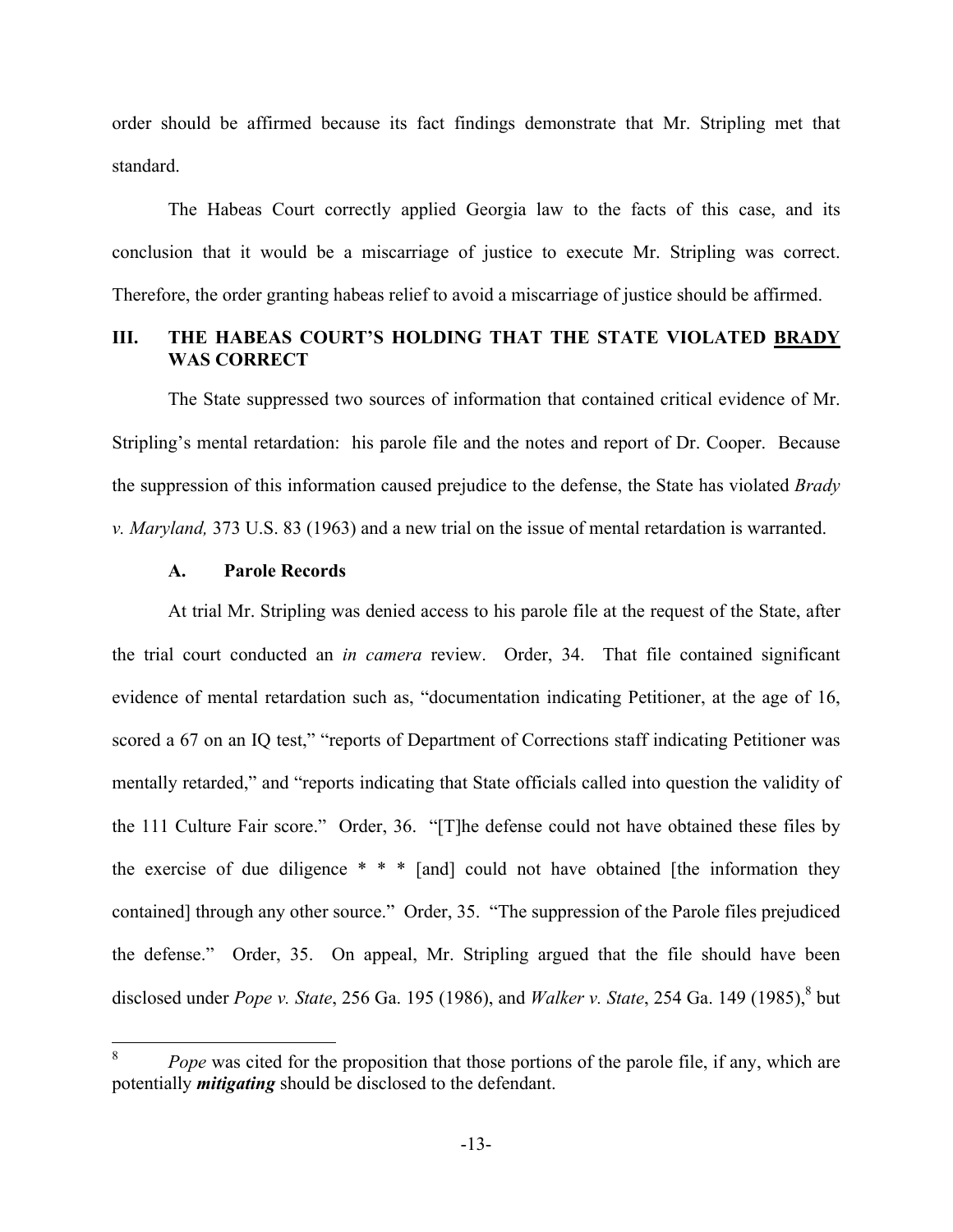order should be affirmed because its fact findings demonstrate that Mr. Stripling met that standard.

The Habeas Court correctly applied Georgia law to the facts of this case, and its conclusion that it would be a miscarriage of justice to execute Mr. Stripling was correct. Therefore, the order granting habeas relief to avoid a miscarriage of justice should be affirmed.

## III. THE HABEAS COURT'S HOLDING THAT THE STATE VIOLATED BRADY WAS CORRECT

The State suppressed two sources of information that contained critical evidence of Mr. Stripling's mental retardation: his parole file and the notes and report of Dr. Cooper. Because the suppression of this information caused prejudice to the defense, the State has violated *Brady v. Maryland,* 373 U.S. 83 (1963) and a new trial on the issue of mental retardation is warranted.

### A. Parole Records

At trial Mr. Stripling was denied access to his parole file at the request of the State, after the trial court conducted an *in camera* review. Order, 34. That file contained significant evidence of mental retardation such as, "documentation indicating Petitioner, at the age of 16, scored a 67 on an IQ test," "reports of Department of Corrections staff indicating Petitioner was mentally retarded," and "reports indicating that State officials called into question the validity of the 111 Culture Fair score." Order, 36. "[T]he defense could not have obtained these files by the exercise of due diligence * * * [and] could not have obtained [the information they contained] through any other source." Order, 35. "The suppression of the Parole files prejudiced the defense." Order, 35. On appeal, Mr. Stripling argued that the file should have been disclosed under *Pope v. State*, 256 Ga. 195 (1986), and *Walker v. State*, 254 Ga. 149 (1985),[8] but

---

[8] *Pope* was cited for the proposition that those portions of the parole file, if any, which are potentially ***mitigating*** should be disclosed to the defendant.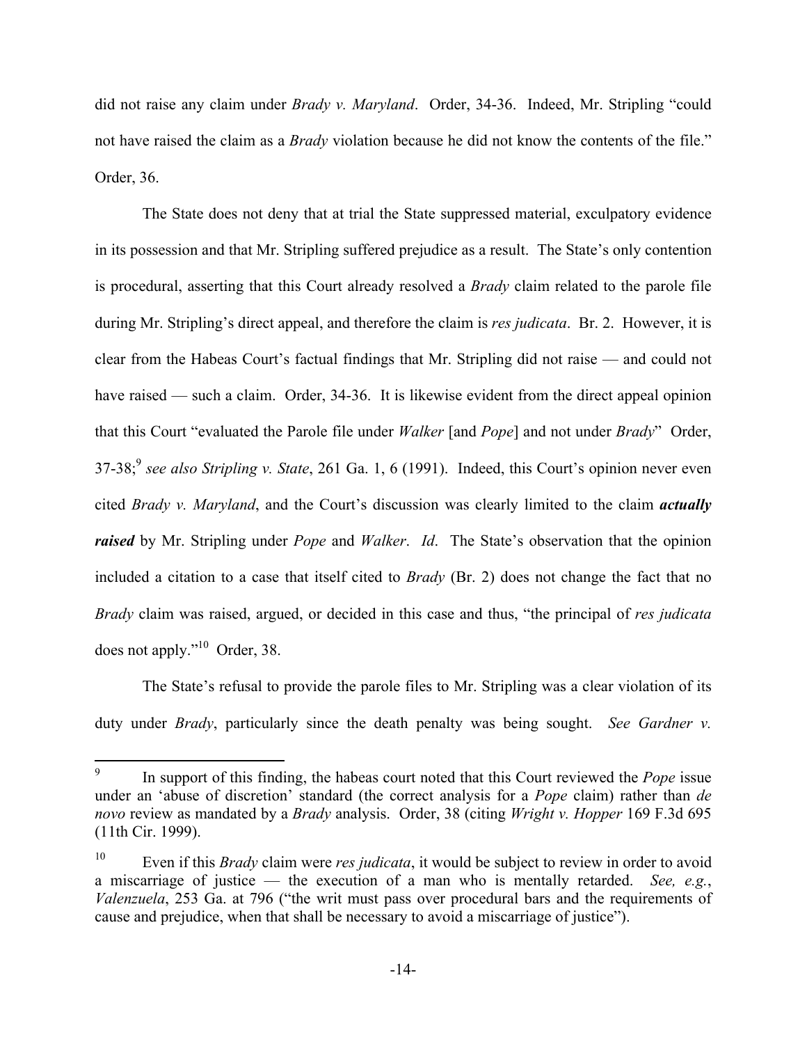did not raise any claim under *Brady v. Maryland*. Order, 34-36. Indeed, Mr. Stripling "could not have raised the claim as a *Brady* violation because he did not know the contents of the file." Order, 36.

The State does not deny that at trial the State suppressed material, exculpatory evidence in its possession and that Mr. Stripling suffered prejudice as a result. The State's only contention is procedural, asserting that this Court already resolved a *Brady* claim related to the parole file during Mr. Stripling's direct appeal, and therefore the claim is *res judicata*. Br. 2. However, it is clear from the Habeas Court's factual findings that Mr. Stripling did not raise — and could not have raised — such a claim. Order, 34-36. It is likewise evident from the direct appeal opinion that this Court "evaluated the Parole file under *Walker* [and *Pope*] and not under *Brady*" Order, 37-38;[9] *see also Stripling v. State*, 261 Ga. 1, 6 (1991). Indeed, this Court's opinion never even cited *Brady v. Maryland*, and the Court's discussion was clearly limited to the claim ***actually raised*** by Mr. Stripling under *Pope* and *Walker*. *Id*. The State's observation that the opinion included a citation to a case that itself cited to *Brady* (Br. 2) does not change the fact that no *Brady* claim was raised, argued, or decided in this case and thus, "the principal of *res judicata* does not apply."[10] Order, 38.

The State's refusal to provide the parole files to Mr. Stripling was a clear violation of its duty under *Brady*, particularly since the death penalty was being sought. *See Gardner v.*

---

[9] In support of this finding, the habeas court noted that this Court reviewed the *Pope* issue under an 'abuse of discretion' standard (the correct analysis for a *Pope* claim) rather than *de novo* review as mandated by a *Brady* analysis. Order, 38 (citing *Wright v. Hopper* 169 F.3d 695 (11th Cir. 1999).

[10] Even if this *Brady* claim were *res judicata*, it would be subject to review in order to avoid a miscarriage of justice — the execution of a man who is mentally retarded. *See, e.g.*, *Valenzuela*, 253 Ga. at 796 ("the writ must pass over procedural bars and the requirements of cause and prejudice, when that shall be necessary to avoid a miscarriage of justice").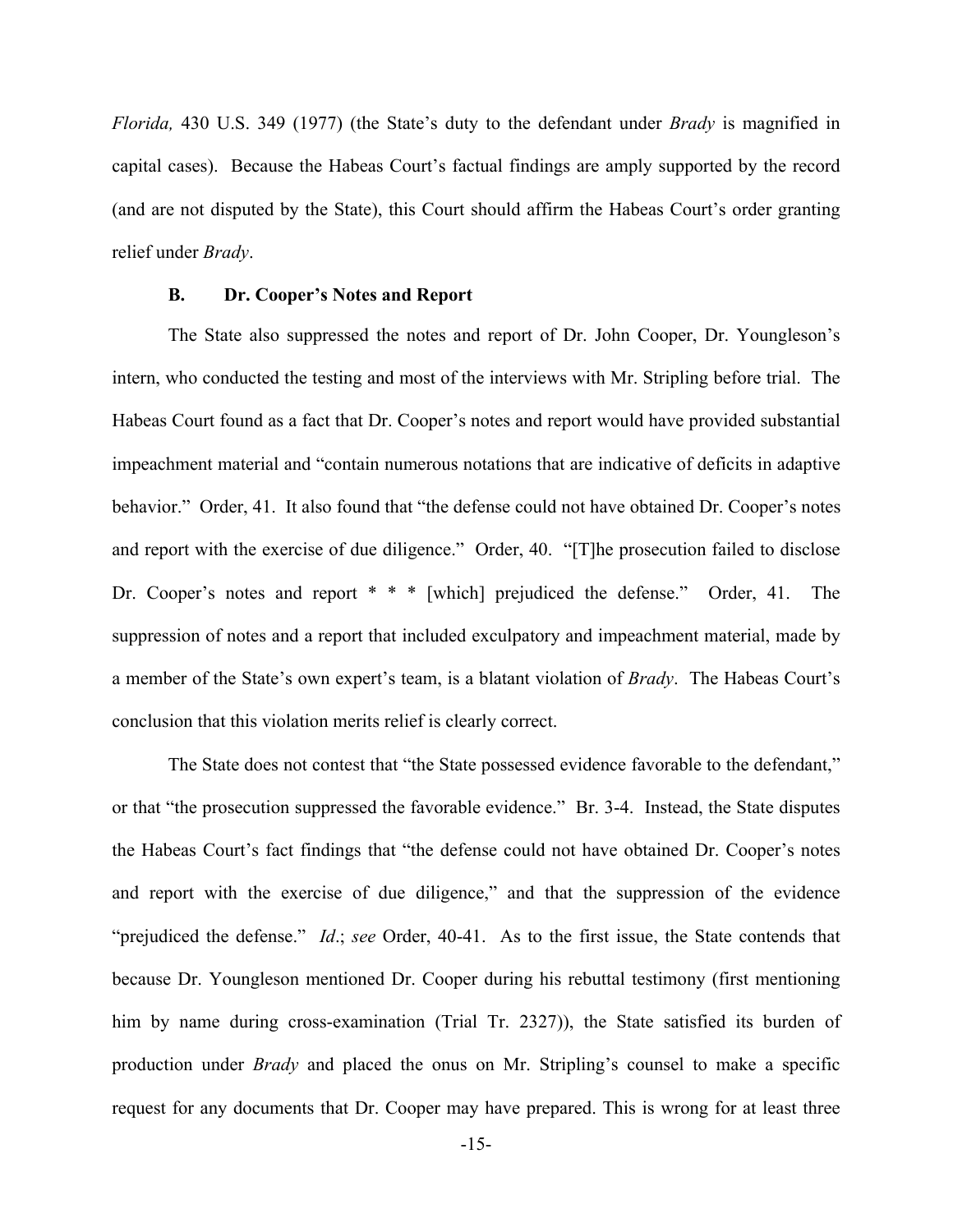*Florida,* 430 U.S. 349 (1977) (the State's duty to the defendant under *Brady* is magnified in capital cases). Because the Habeas Court's factual findings are amply supported by the record (and are not disputed by the State), this Court should affirm the Habeas Court's order granting relief under *Brady*.

### B. Dr. Cooper's Notes and Report

The State also suppressed the notes and report of Dr. John Cooper, Dr. Youngleson's intern, who conducted the testing and most of the interviews with Mr. Stripling before trial. The Habeas Court found as a fact that Dr. Cooper's notes and report would have provided substantial impeachment material and "contain numerous notations that are indicative of deficits in adaptive behavior." Order, 41. It also found that "the defense could not have obtained Dr. Cooper's notes and report with the exercise of due diligence." Order, 40. "[T]he prosecution failed to disclose Dr. Cooper's notes and report * * * [which] prejudiced the defense." Order, 41. The suppression of notes and a report that included exculpatory and impeachment material, made by a member of the State's own expert's team, is a blatant violation of *Brady*. The Habeas Court's conclusion that this violation merits relief is clearly correct.

The State does not contest that "the State possessed evidence favorable to the defendant," or that "the prosecution suppressed the favorable evidence." Br. 3-4. Instead, the State disputes the Habeas Court's fact findings that "the defense could not have obtained Dr. Cooper's notes and report with the exercise of due diligence," and that the suppression of the evidence "prejudiced the defense." *Id*.; *see* Order, 40-41. As to the first issue, the State contends that because Dr. Youngleson mentioned Dr. Cooper during his rebuttal testimony (first mentioning him by name during cross-examination (Trial Tr. 2327)), the State satisfied its burden of production under *Brady* and placed the onus on Mr. Stripling's counsel to make a specific request for any documents that Dr. Cooper may have prepared. This is wrong for at least three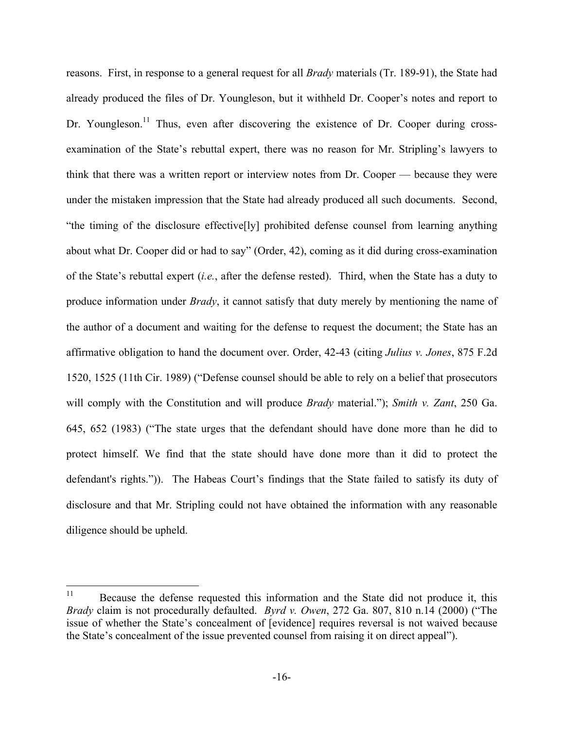reasons. First, in response to a general request for all *Brady* materials (Tr. 189-91), the State had already produced the files of Dr. Youngleson, but it withheld Dr. Cooper's notes and report to Dr. Youngleson.[11] Thus, even after discovering the existence of Dr. Cooper during cross-examination of the State's rebuttal expert, there was no reason for Mr. Stripling's lawyers to think that there was a written report or interview notes from Dr. Cooper — because they were under the mistaken impression that the State had already produced all such documents. Second, "the timing of the disclosure effective[ly] prohibited defense counsel from learning anything about what Dr. Cooper did or had to say" (Order, 42), coming as it did during cross-examination of the State's rebuttal expert (*i.e.*, after the defense rested). Third, when the State has a duty to produce information under *Brady*, it cannot satisfy that duty merely by mentioning the name of the author of a document and waiting for the defense to request the document; the State has an affirmative obligation to hand the document over. Order, 42-43 (citing *Julius v. Jones*, 875 F.2d 1520, 1525 (11th Cir. 1989) ("Defense counsel should be able to rely on a belief that prosecutors will comply with the Constitution and will produce *Brady* material."); *Smith v. Zant*, 250 Ga. 645, 652 (1983) ("The state urges that the defendant should have done more than he did to protect himself. We find that the state should have done more than it did to protect the defendant's rights.")). The Habeas Court's findings that the State failed to satisfy its duty of disclosure and that Mr. Stripling could not have obtained the information with any reasonable diligence should be upheld.

---

[11] Because the defense requested this information and the State did not produce it, this *Brady* claim is not procedurally defaulted. *Byrd v. Owen*, 272 Ga. 807, 810 n.14 (2000) ("The issue of whether the State's concealment of [evidence] requires reversal is not waived because the State's concealment of the issue prevented counsel from raising it on direct appeal").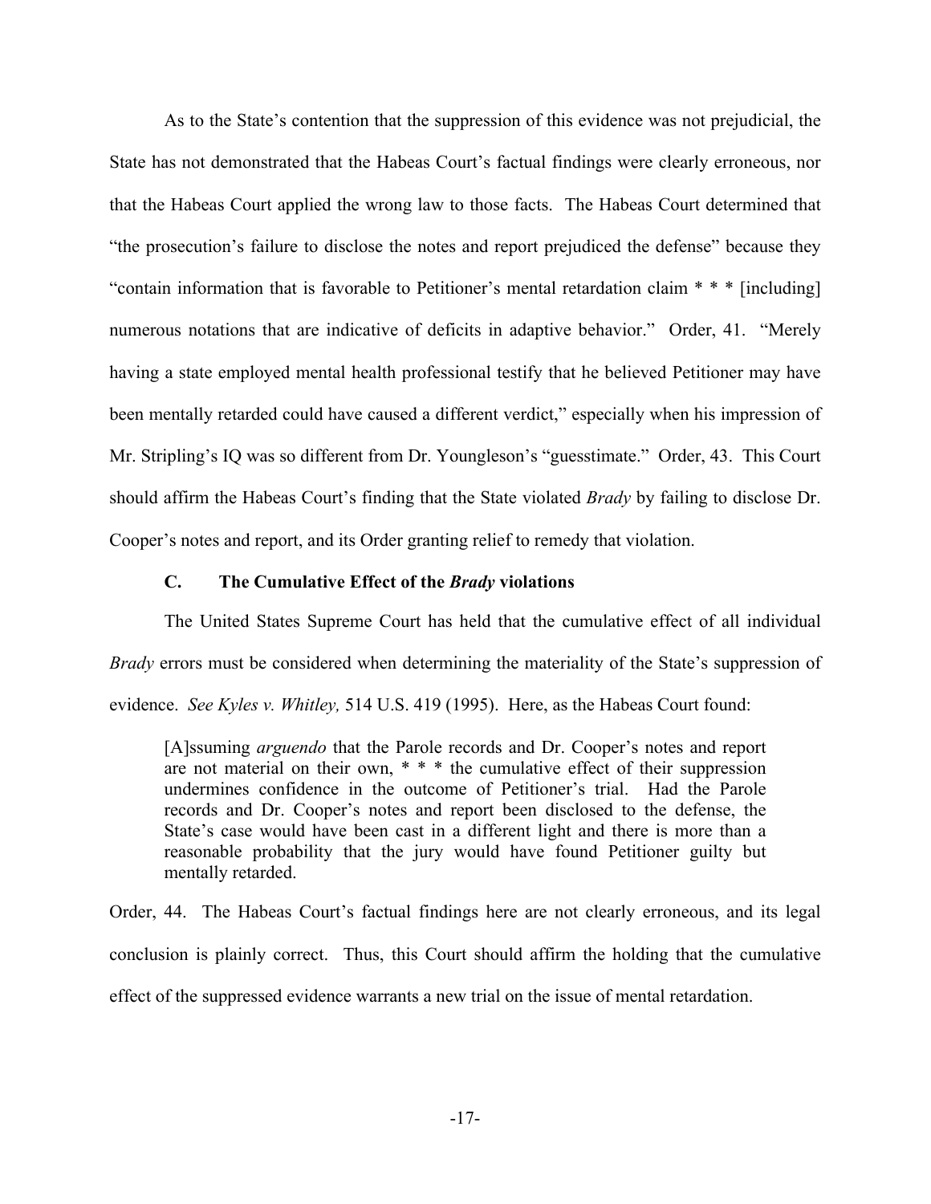As to the State's contention that the suppression of this evidence was not prejudicial, the State has not demonstrated that the Habeas Court's factual findings were clearly erroneous, nor that the Habeas Court applied the wrong law to those facts. The Habeas Court determined that "the prosecution's failure to disclose the notes and report prejudiced the defense" because they "contain information that is favorable to Petitioner's mental retardation claim * * * [including] numerous notations that are indicative of deficits in adaptive behavior." Order, 41. "Merely having a state employed mental health professional testify that he believed Petitioner may have been mentally retarded could have caused a different verdict," especially when his impression of Mr. Stripling's IQ was so different from Dr. Youngleson's "guesstimate." Order, 43. This Court should affirm the Habeas Court's finding that the State violated *Brady* by failing to disclose Dr. Cooper's notes and report, and its Order granting relief to remedy that violation.

### C. The Cumulative Effect of the *Brady* violations

The United States Supreme Court has held that the cumulative effect of all individual *Brady* errors must be considered when determining the materiality of the State's suppression of evidence. *See Kyles v. Whitley,* 514 U.S. 419 (1995). Here, as the Habeas Court found:

> [A]ssuming *arguendo* that the Parole records and Dr. Cooper's notes and report are not material on their own, * * * the cumulative effect of their suppression undermines confidence in the outcome of Petitioner's trial. Had the Parole records and Dr. Cooper's notes and report been disclosed to the defense, the State's case would have been cast in a different light and there is more than a reasonable probability that the jury would have found Petitioner guilty but mentally retarded.

Order, 44. The Habeas Court's factual findings here are not clearly erroneous, and its legal conclusion is plainly correct. Thus, this Court should affirm the holding that the cumulative effect of the suppressed evidence warrants a new trial on the issue of mental retardation.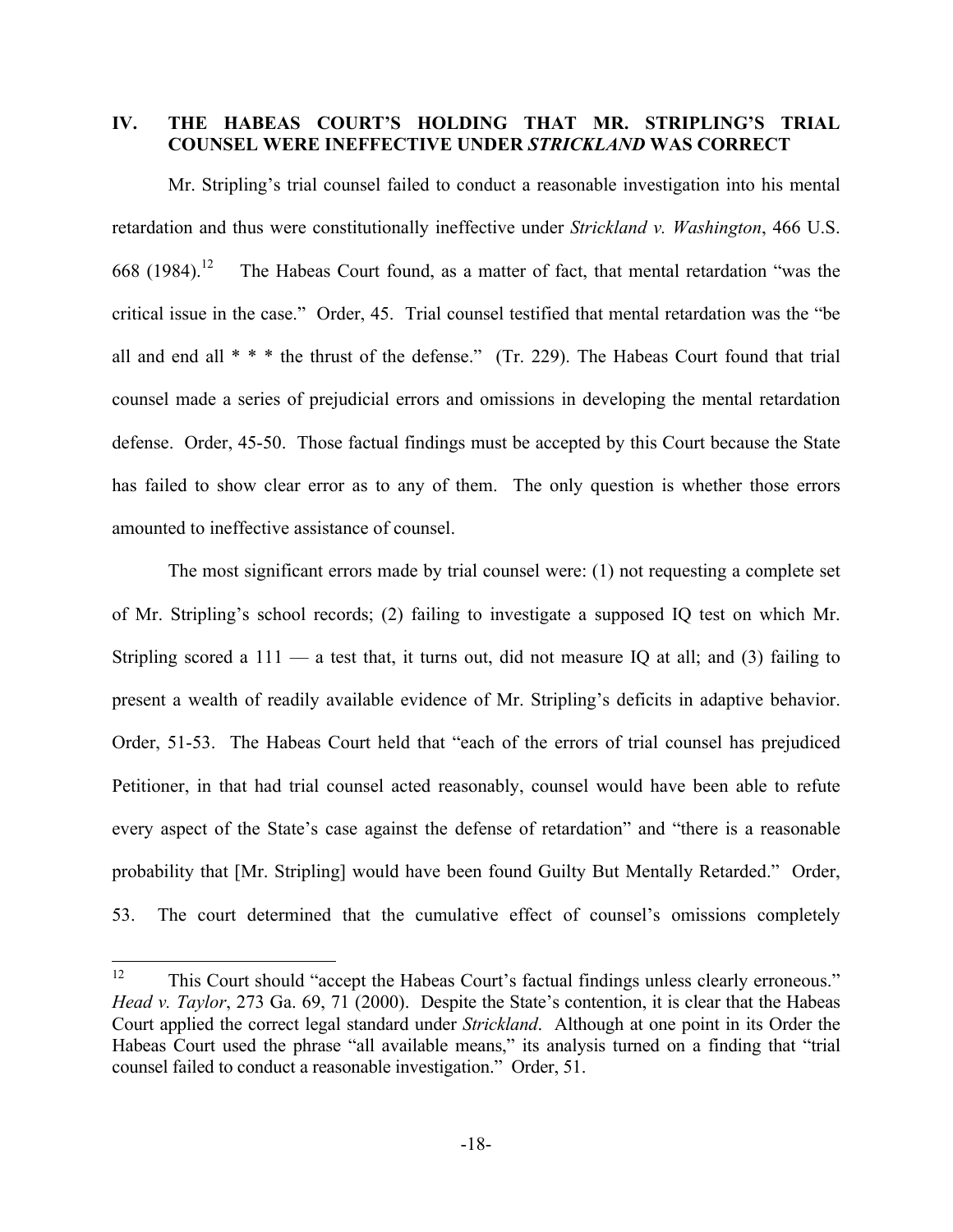## IV. THE HABEAS COURT'S HOLDING THAT MR. STRIPLING'S TRIAL COUNSEL WERE INEFFECTIVE UNDER *STRICKLAND* WAS CORRECT

Mr. Stripling's trial counsel failed to conduct a reasonable investigation into his mental retardation and thus were constitutionally ineffective under *Strickland v. Washington*, 466 U.S. 668 (1984).[12] The Habeas Court found, as a matter of fact, that mental retardation "was the critical issue in the case." Order, 45. Trial counsel testified that mental retardation was the "be all and end all * * * the thrust of the defense." (Tr. 229). The Habeas Court found that trial counsel made a series of prejudicial errors and omissions in developing the mental retardation defense. Order, 45-50. Those factual findings must be accepted by this Court because the State has failed to show clear error as to any of them. The only question is whether those errors amounted to ineffective assistance of counsel.

The most significant errors made by trial counsel were: (1) not requesting a complete set of Mr. Stripling's school records; (2) failing to investigate a supposed IQ test on which Mr. Stripling scored a 111 — a test that, it turns out, did not measure IQ at all; and (3) failing to present a wealth of readily available evidence of Mr. Stripling's deficits in adaptive behavior. Order, 51-53. The Habeas Court held that "each of the errors of trial counsel has prejudiced Petitioner, in that had trial counsel acted reasonably, counsel would have been able to refute every aspect of the State's case against the defense of retardation" and "there is a reasonable probability that [Mr. Stripling] would have been found Guilty But Mentally Retarded." Order, 53. The court determined that the cumulative effect of counsel's omissions completely

---

[12] This Court should "accept the Habeas Court's factual findings unless clearly erroneous." *Head v. Taylor*, 273 Ga. 69, 71 (2000). Despite the State's contention, it is clear that the Habeas Court applied the correct legal standard under *Strickland*. Although at one point in its Order the Habeas Court used the phrase "all available means," its analysis turned on a finding that "trial counsel failed to conduct a reasonable investigation." Order, 51.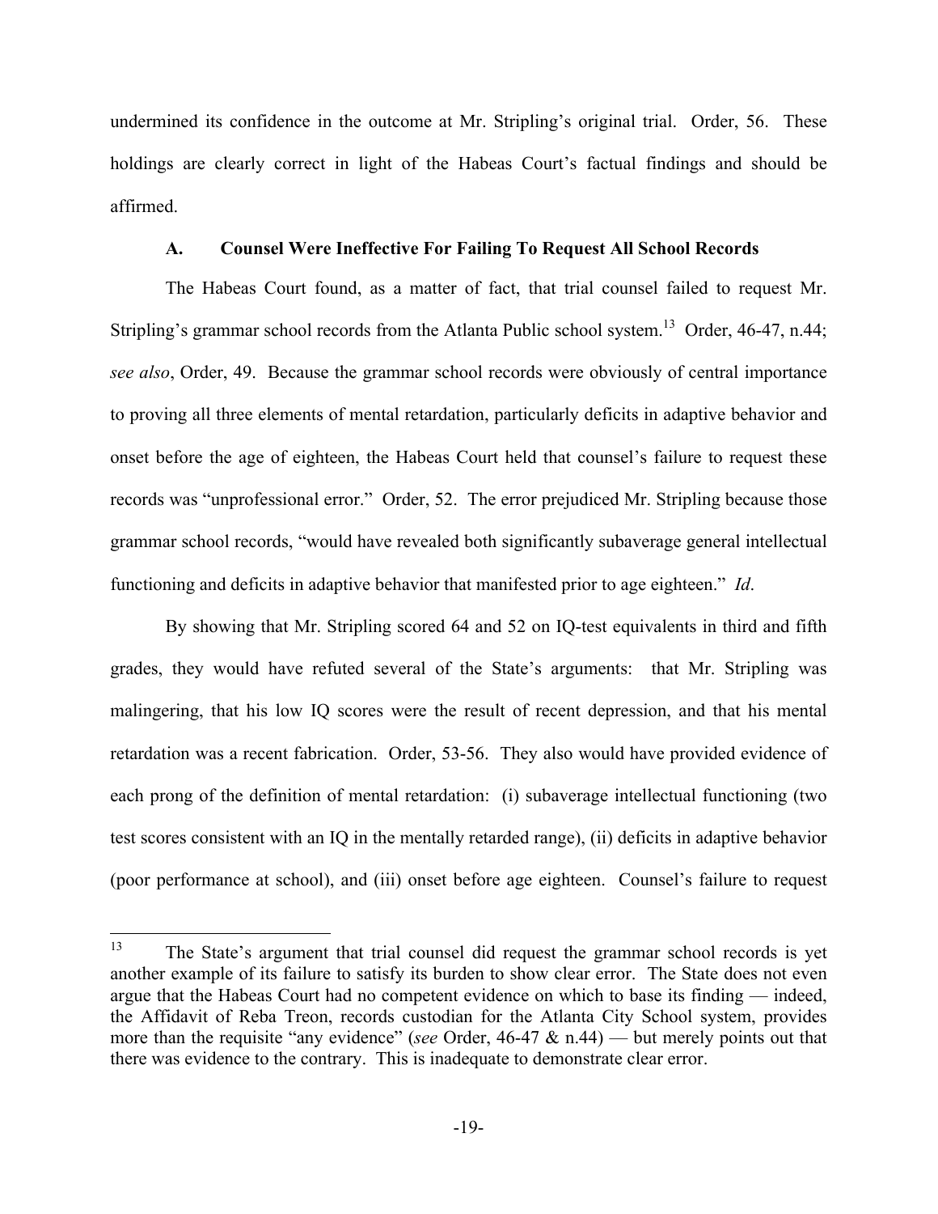undermined its confidence in the outcome at Mr. Stripling's original trial. Order, 56. These holdings are clearly correct in light of the Habeas Court's factual findings and should be affirmed.

### A. Counsel Were Ineffective For Failing To Request All School Records

The Habeas Court found, as a matter of fact, that trial counsel failed to request Mr. Stripling's grammar school records from the Atlanta Public school system.[13] Order, 46-47, n.44; *see also*, Order, 49. Because the grammar school records were obviously of central importance to proving all three elements of mental retardation, particularly deficits in adaptive behavior and onset before the age of eighteen, the Habeas Court held that counsel's failure to request these records was "unprofessional error." Order, 52. The error prejudiced Mr. Stripling because those grammar school records, "would have revealed both significantly subaverage general intellectual functioning and deficits in adaptive behavior that manifested prior to age eighteen." *Id*.

By showing that Mr. Stripling scored 64 and 52 on IQ-test equivalents in third and fifth grades, they would have refuted several of the State's arguments: that Mr. Stripling was malingering, that his low IQ scores were the result of recent depression, and that his mental retardation was a recent fabrication. Order, 53-56. They also would have provided evidence of each prong of the definition of mental retardation: (i) subaverage intellectual functioning (two test scores consistent with an IQ in the mentally retarded range), (ii) deficits in adaptive behavior (poor performance at school), and (iii) onset before age eighteen. Counsel's failure to request

---

[13] The State's argument that trial counsel did request the grammar school records is yet another example of its failure to satisfy its burden to show clear error. The State does not even argue that the Habeas Court had no competent evidence on which to base its finding — indeed, the Affidavit of Reba Treon, records custodian for the Atlanta City School system, provides more than the requisite "any evidence" (*see* Order, 46-47 & n.44) — but merely points out that there was evidence to the contrary. This is inadequate to demonstrate clear error.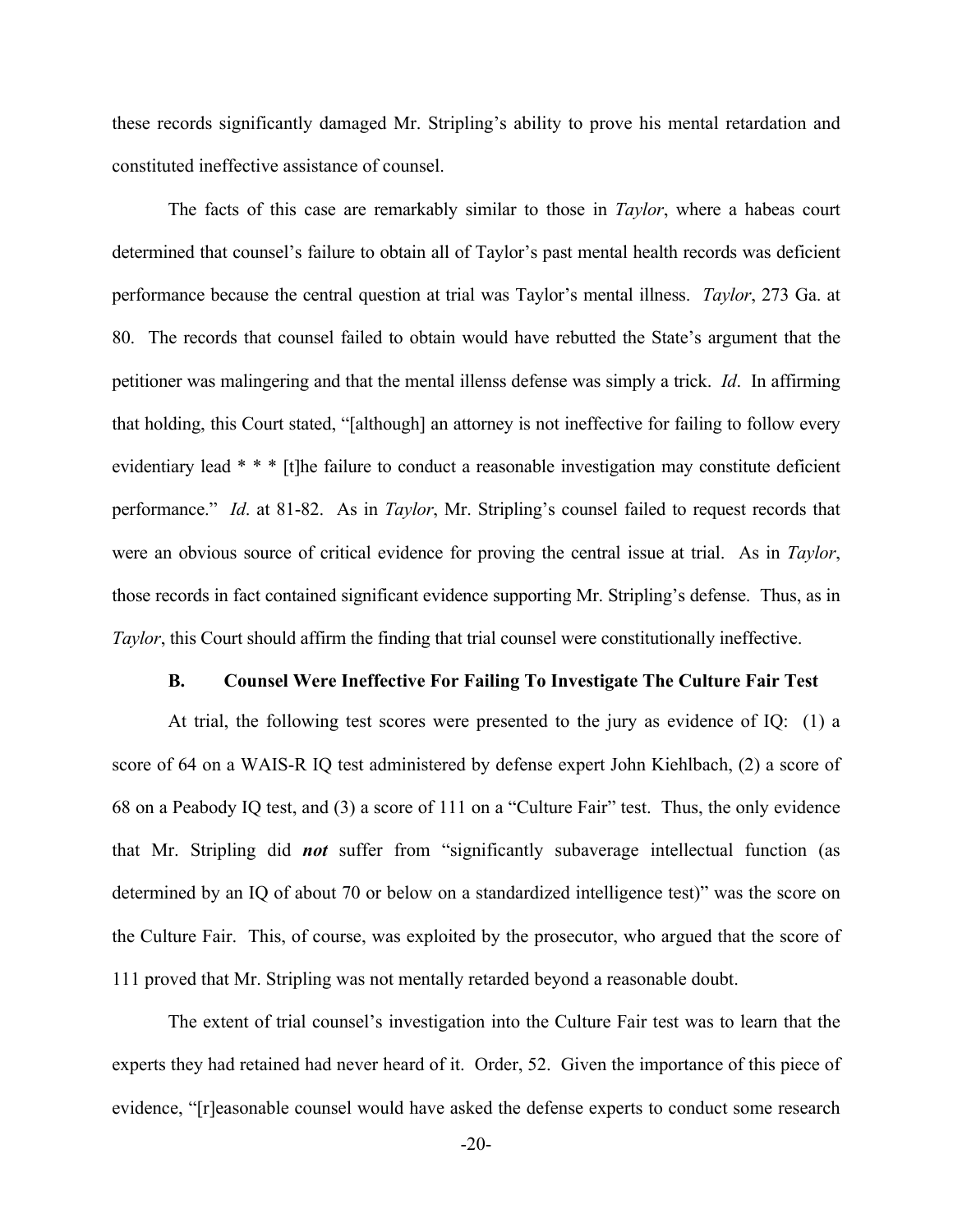these records significantly damaged Mr. Stripling's ability to prove his mental retardation and constituted ineffective assistance of counsel.

The facts of this case are remarkably similar to those in *Taylor*, where a habeas court determined that counsel's failure to obtain all of Taylor's past mental health records was deficient performance because the central question at trial was Taylor's mental illness. *Taylor*, 273 Ga. at 80. The records that counsel failed to obtain would have rebutted the State's argument that the petitioner was malingering and that the mental illenss defense was simply a trick. *Id*. In affirming that holding, this Court stated, "[although] an attorney is not ineffective for failing to follow every evidentiary lead * * * [t]he failure to conduct a reasonable investigation may constitute deficient performance." *Id*. at 81-82. As in *Taylor*, Mr. Stripling's counsel failed to request records that were an obvious source of critical evidence for proving the central issue at trial. As in *Taylor*, those records in fact contained significant evidence supporting Mr. Stripling's defense. Thus, as in *Taylor*, this Court should affirm the finding that trial counsel were constitutionally ineffective.

### B. Counsel Were Ineffective For Failing To Investigate The Culture Fair Test

At trial, the following test scores were presented to the jury as evidence of IQ: (1) a score of 64 on a WAIS-R IQ test administered by defense expert John Kiehlbach, (2) a score of 68 on a Peabody IQ test, and (3) a score of 111 on a "Culture Fair" test. Thus, the only evidence that Mr. Stripling did ***not*** suffer from "significantly subaverage intellectual function (as determined by an IQ of about 70 or below on a standardized intelligence test)" was the score on the Culture Fair. This, of course, was exploited by the prosecutor, who argued that the score of 111 proved that Mr. Stripling was not mentally retarded beyond a reasonable doubt.

The extent of trial counsel's investigation into the Culture Fair test was to learn that the experts they had retained had never heard of it. Order, 52. Given the importance of this piece of evidence, "[r]easonable counsel would have asked the defense experts to conduct some research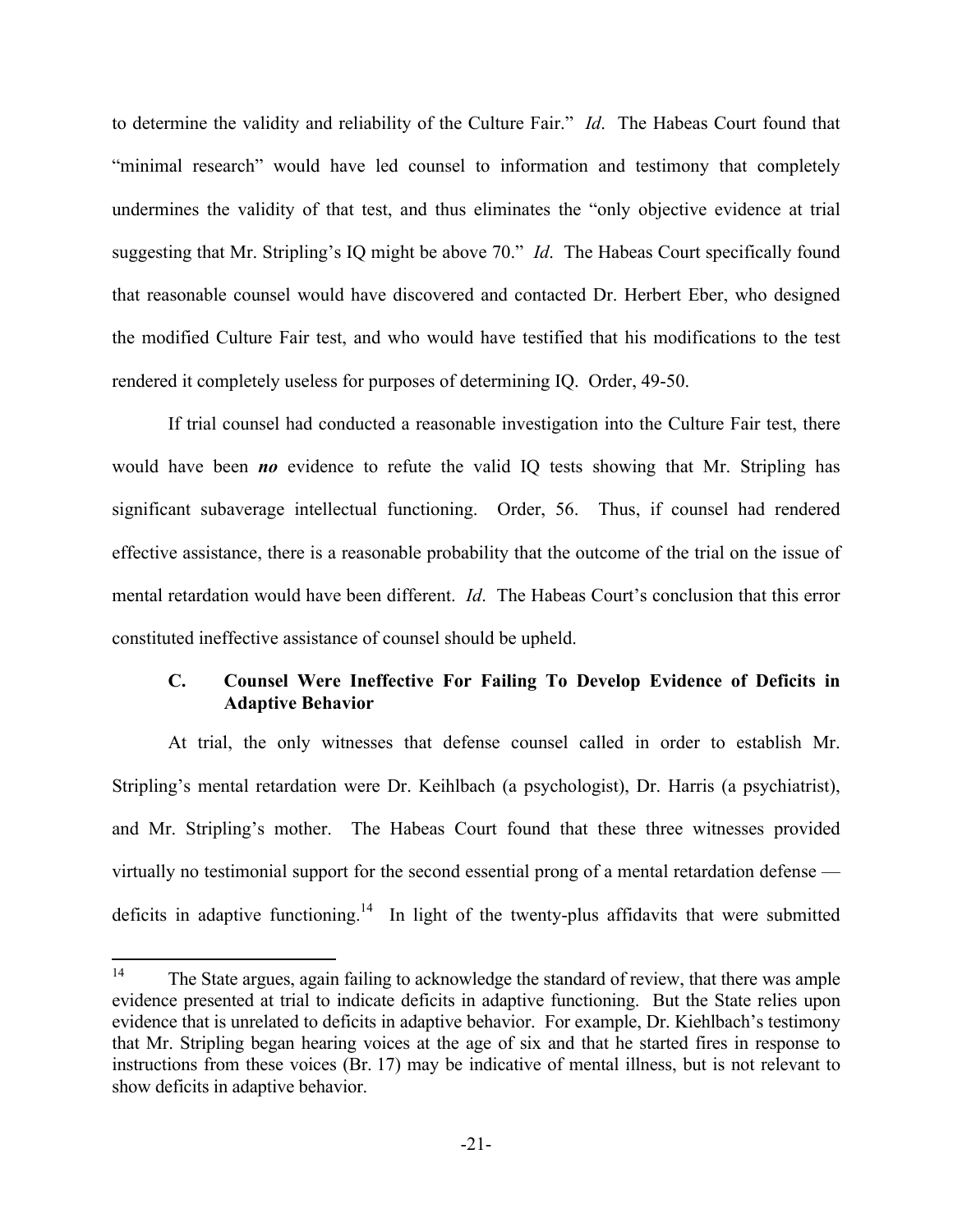to determine the validity and reliability of the Culture Fair." *Id*. The Habeas Court found that "minimal research" would have led counsel to information and testimony that completely undermines the validity of that test, and thus eliminates the "only objective evidence at trial suggesting that Mr. Stripling's IQ might be above 70." *Id*. The Habeas Court specifically found that reasonable counsel would have discovered and contacted Dr. Herbert Eber, who designed the modified Culture Fair test, and who would have testified that his modifications to the test rendered it completely useless for purposes of determining IQ. Order, 49-50.

If trial counsel had conducted a reasonable investigation into the Culture Fair test, there would have been ***no*** evidence to refute the valid IQ tests showing that Mr. Stripling has significant subaverage intellectual functioning. Order, 56. Thus, if counsel had rendered effective assistance, there is a reasonable probability that the outcome of the trial on the issue of mental retardation would have been different. *Id*. The Habeas Court's conclusion that this error constituted ineffective assistance of counsel should be upheld.

### C. Counsel Were Ineffective For Failing To Develop Evidence of Deficits in Adaptive Behavior

At trial, the only witnesses that defense counsel called in order to establish Mr. Stripling's mental retardation were Dr. Keihlbach (a psychologist), Dr. Harris (a psychiatrist), and Mr. Stripling's mother. The Habeas Court found that these three witnesses provided virtually no testimonial support for the second essential prong of a mental retardation defense — deficits in adaptive functioning.[14] In light of the twenty-plus affidavits that were submitted

[14] The State argues, again failing to acknowledge the standard of review, that there was ample evidence presented at trial to indicate deficits in adaptive functioning. But the State relies upon evidence that is unrelated to deficits in adaptive behavior. For example, Dr. Kiehlbach's testimony that Mr. Stripling began hearing voices at the age of six and that he started fires in response to instructions from these voices (Br. 17) may be indicative of mental illness, but is not relevant to show deficits in adaptive behavior.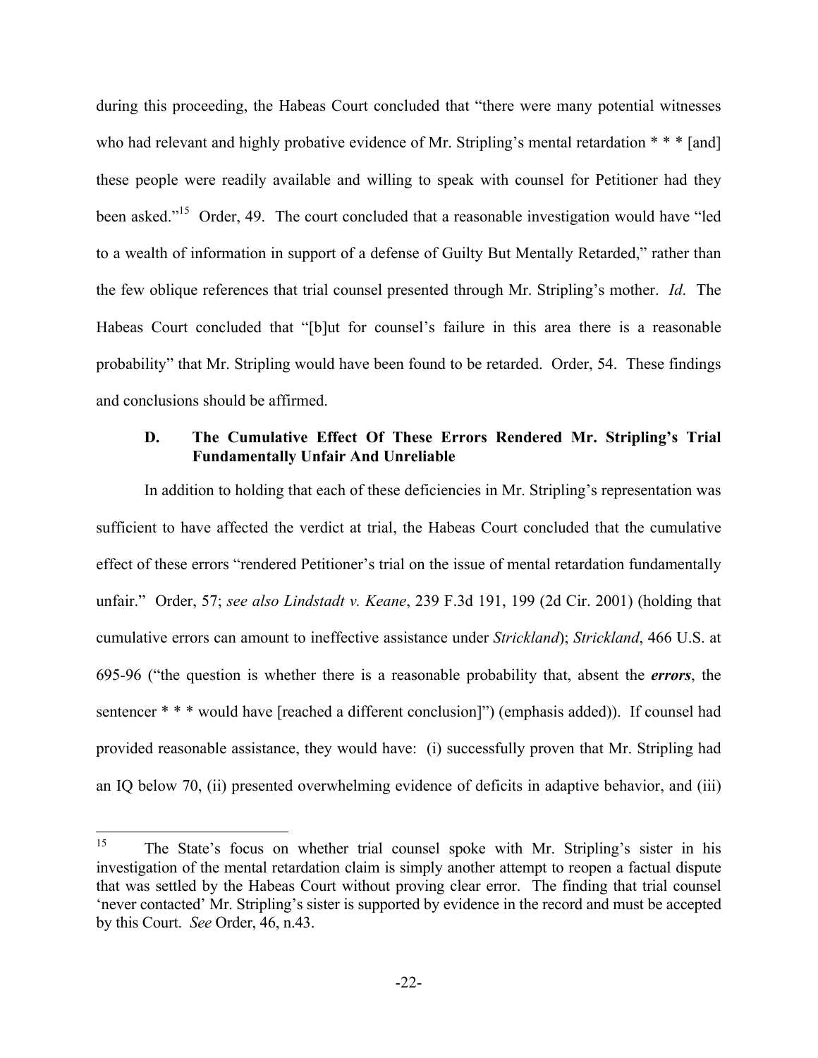during this proceeding, the Habeas Court concluded that "there were many potential witnesses who had relevant and highly probative evidence of Mr. Stripling's mental retardation * * * [and] these people were readily available and willing to speak with counsel for Petitioner had they been asked."[15] Order, 49. The court concluded that a reasonable investigation would have "led to a wealth of information in support of a defense of Guilty But Mentally Retarded," rather than the few oblique references that trial counsel presented through Mr. Stripling's mother. *Id*. The Habeas Court concluded that "[b]ut for counsel's failure in this area there is a reasonable probability" that Mr. Stripling would have been found to be retarded. Order, 54. These findings and conclusions should be affirmed.

### D. The Cumulative Effect Of These Errors Rendered Mr. Stripling's Trial Fundamentally Unfair And Unreliable

In addition to holding that each of these deficiencies in Mr. Stripling's representation was sufficient to have affected the verdict at trial, the Habeas Court concluded that the cumulative effect of these errors "rendered Petitioner's trial on the issue of mental retardation fundamentally unfair." Order, 57; *see also Lindstadt v. Keane*, 239 F.3d 191, 199 (2d Cir. 2001) (holding that cumulative errors can amount to ineffective assistance under *Strickland*); *Strickland*, 466 U.S. at 695-96 ("the question is whether there is a reasonable probability that, absent the ***errors***, the sentencer * * * would have [reached a different conclusion]") (emphasis added)). If counsel had provided reasonable assistance, they would have: (i) successfully proven that Mr. Stripling had an IQ below 70, (ii) presented overwhelming evidence of deficits in adaptive behavior, and (iii)

---

[15] The State's focus on whether trial counsel spoke with Mr. Stripling's sister in his investigation of the mental retardation claim is simply another attempt to reopen a factual dispute that was settled by the Habeas Court without proving clear error. The finding that trial counsel 'never contacted' Mr. Stripling's sister is supported by evidence in the record and must be accepted by this Court. *See* Order, 46, n.43.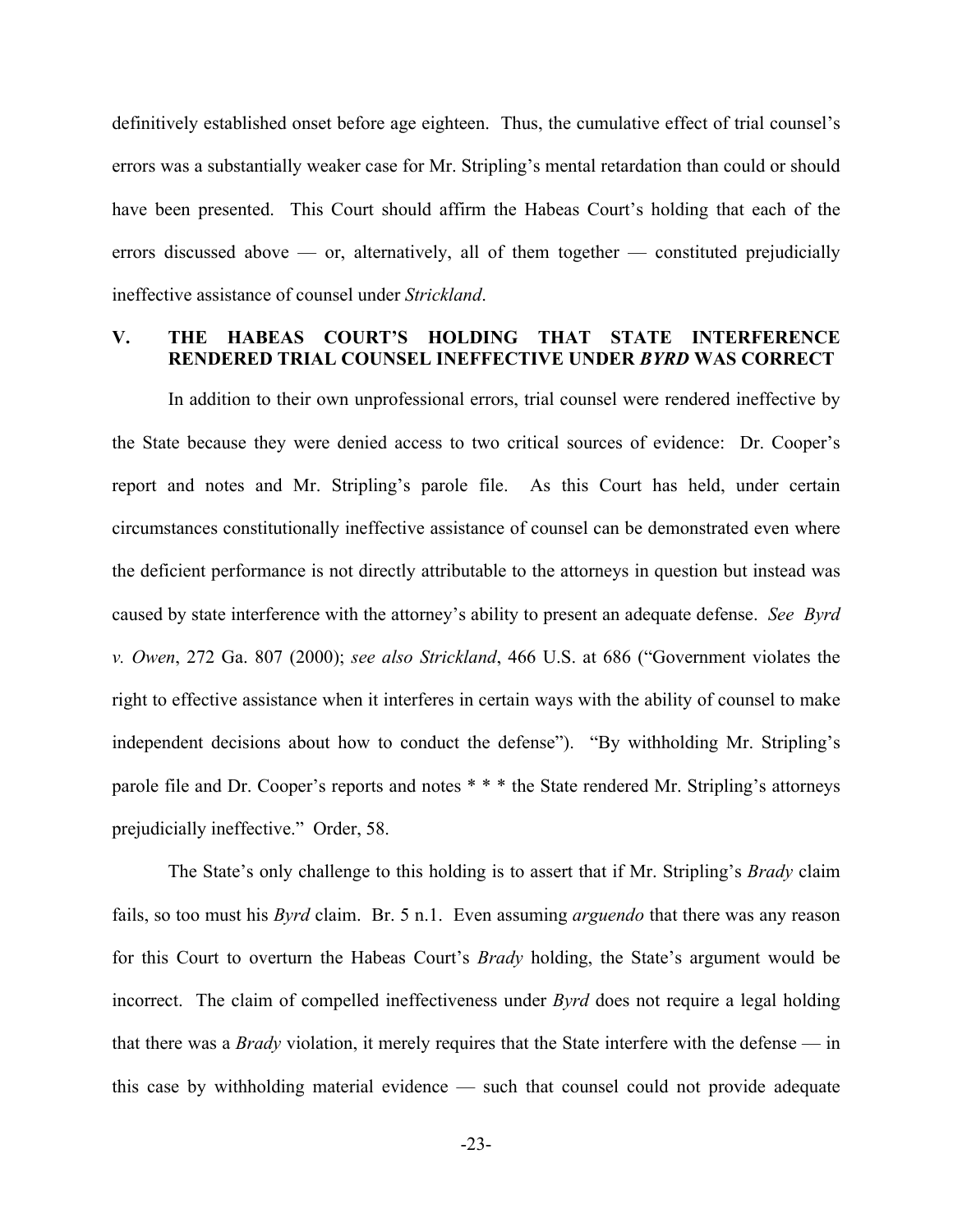definitively established onset before age eighteen. Thus, the cumulative effect of trial counsel's errors was a substantially weaker case for Mr. Stripling's mental retardation than could or should have been presented. This Court should affirm the Habeas Court's holding that each of the errors discussed above — or, alternatively, all of them together — constituted prejudicially ineffective assistance of counsel under *Strickland*.

## V. THE HABEAS COURT'S HOLDING THAT STATE INTERFERENCE RENDERED TRIAL COUNSEL INEFFECTIVE UNDER *BYRD* WAS CORRECT

In addition to their own unprofessional errors, trial counsel were rendered ineffective by the State because they were denied access to two critical sources of evidence: Dr. Cooper's report and notes and Mr. Stripling's parole file. As this Court has held, under certain circumstances constitutionally ineffective assistance of counsel can be demonstrated even where the deficient performance is not directly attributable to the attorneys in question but instead was caused by state interference with the attorney's ability to present an adequate defense. *See Byrd v. Owen*, 272 Ga. 807 (2000); *see also Strickland*, 466 U.S. at 686 ("Government violates the right to effective assistance when it interferes in certain ways with the ability of counsel to make independent decisions about how to conduct the defense"). "By withholding Mr. Stripling's parole file and Dr. Cooper's reports and notes * * * the State rendered Mr. Stripling's attorneys prejudicially ineffective." Order, 58.

The State's only challenge to this holding is to assert that if Mr. Stripling's *Brady* claim fails, so too must his *Byrd* claim. Br. 5 n.1. Even assuming *arguendo* that there was any reason for this Court to overturn the Habeas Court's *Brady* holding, the State's argument would be incorrect. The claim of compelled ineffectiveness under *Byrd* does not require a legal holding that there was a *Brady* violation, it merely requires that the State interfere with the defense — in this case by withholding material evidence — such that counsel could not provide adequate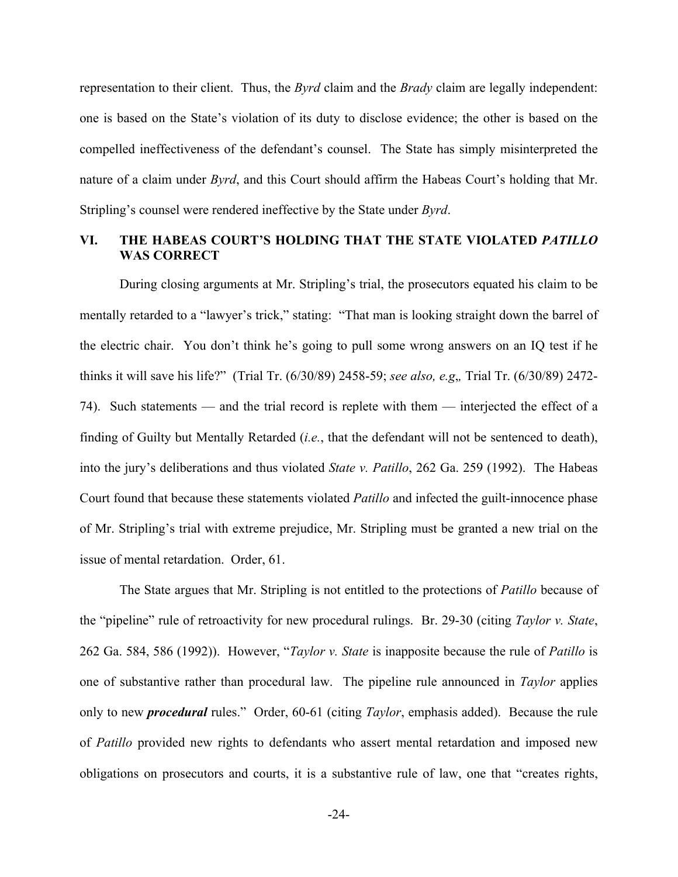representation to their client. Thus, the *Byrd* claim and the *Brady* claim are legally independent: one is based on the State's violation of its duty to disclose evidence; the other is based on the compelled ineffectiveness of the defendant's counsel. The State has simply misinterpreted the nature of a claim under *Byrd*, and this Court should affirm the Habeas Court's holding that Mr. Stripling's counsel were rendered ineffective by the State under *Byrd*.

## VI. THE HABEAS COURT'S HOLDING THAT THE STATE VIOLATED *PATILLO* WAS CORRECT

During closing arguments at Mr. Stripling's trial, the prosecutors equated his claim to be mentally retarded to a "lawyer's trick," stating: "That man is looking straight down the barrel of the electric chair. You don't think he's going to pull some wrong answers on an IQ test if he thinks it will save his life?" (Trial Tr. (6/30/89) 2458-59; *see also, e.g*,, Trial Tr. (6/30/89) 2472-74). Such statements — and the trial record is replete with them — interjected the effect of a finding of Guilty but Mentally Retarded (*i.e.*, that the defendant will not be sentenced to death), into the jury's deliberations and thus violated *State v. Patillo*, 262 Ga. 259 (1992). The Habeas Court found that because these statements violated *Patillo* and infected the guilt-innocence phase of Mr. Stripling's trial with extreme prejudice, Mr. Stripling must be granted a new trial on the issue of mental retardation. Order, 61.

The State argues that Mr. Stripling is not entitled to the protections of *Patillo* because of the "pipeline" rule of retroactivity for new procedural rulings. Br. 29-30 (citing *Taylor v. State*, 262 Ga. 584, 586 (1992)). However, "*Taylor v. State* is inapposite because the rule of *Patillo* is one of substantive rather than procedural law. The pipeline rule announced in *Taylor* applies only to new ***procedural*** rules." Order, 60-61 (citing *Taylor*, emphasis added). Because the rule of *Patillo* provided new rights to defendants who assert mental retardation and imposed new obligations on prosecutors and courts, it is a substantive rule of law, one that "creates rights,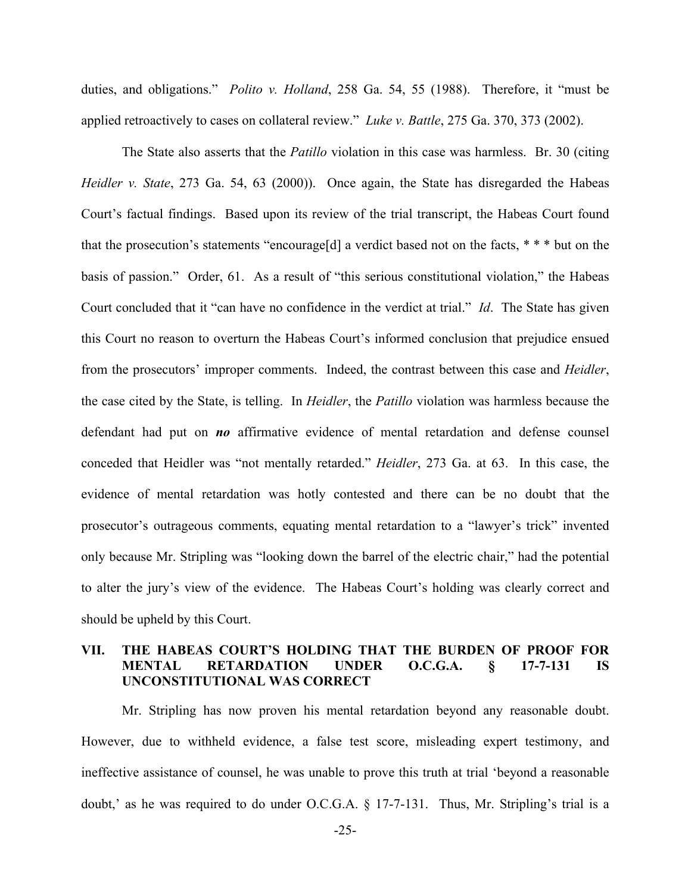duties, and obligations." *Polito v. Holland*, 258 Ga. 54, 55 (1988). Therefore, it "must be applied retroactively to cases on collateral review." *Luke v. Battle*, 275 Ga. 370, 373 (2002).

The State also asserts that the *Patillo* violation in this case was harmless. Br. 30 (citing *Heidler v. State*, 273 Ga. 54, 63 (2000)). Once again, the State has disregarded the Habeas Court's factual findings. Based upon its review of the trial transcript, the Habeas Court found that the prosecution's statements "encourage[d] a verdict based not on the facts, * * * but on the basis of passion." Order, 61. As a result of "this serious constitutional violation," the Habeas Court concluded that it "can have no confidence in the verdict at trial." *Id*. The State has given this Court no reason to overturn the Habeas Court's informed conclusion that prejudice ensued from the prosecutors' improper comments. Indeed, the contrast between this case and *Heidler*, the case cited by the State, is telling. In *Heidler*, the *Patillo* violation was harmless because the defendant had put on ***no*** affirmative evidence of mental retardation and defense counsel conceded that Heidler was "not mentally retarded." *Heidler*, 273 Ga. at 63. In this case, the evidence of mental retardation was hotly contested and there can be no doubt that the prosecutor's outrageous comments, equating mental retardation to a "lawyer's trick" invented only because Mr. Stripling was "looking down the barrel of the electric chair," had the potential to alter the jury's view of the evidence. The Habeas Court's holding was clearly correct and should be upheld by this Court.

## VII. THE HABEAS COURT'S HOLDING THAT THE BURDEN OF PROOF FOR MENTAL RETARDATION UNDER O.C.G.A. § 17-7-131 IS UNCONSTITUTIONAL WAS CORRECT

Mr. Stripling has now proven his mental retardation beyond any reasonable doubt. However, due to withheld evidence, a false test score, misleading expert testimony, and ineffective assistance of counsel, he was unable to prove this truth at trial 'beyond a reasonable doubt,' as he was required to do under O.C.G.A. § 17-7-131. Thus, Mr. Stripling's trial is a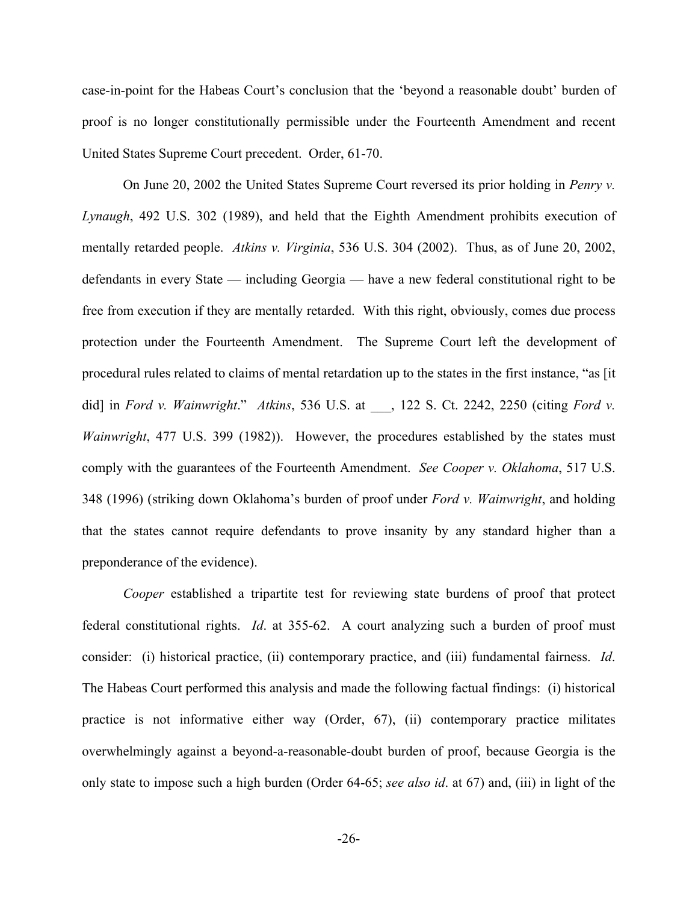case-in-point for the Habeas Court's conclusion that the 'beyond a reasonable doubt' burden of proof is no longer constitutionally permissible under the Fourteenth Amendment and recent United States Supreme Court precedent. Order, 61-70.

On June 20, 2002 the United States Supreme Court reversed its prior holding in *Penry v. Lynaugh*, 492 U.S. 302 (1989), and held that the Eighth Amendment prohibits execution of mentally retarded people. *Atkins v. Virginia*, 536 U.S. 304 (2002). Thus, as of June 20, 2002, defendants in every State — including Georgia — have a new federal constitutional right to be free from execution if they are mentally retarded. With this right, obviously, comes due process protection under the Fourteenth Amendment. The Supreme Court left the development of procedural rules related to claims of mental retardation up to the states in the first instance, "as [it did] in *Ford v. Wainwright*." *Atkins*, 536 U.S. at ___, 122 S. Ct. 2242, 2250 (citing *Ford v. Wainwright*, 477 U.S. 399 (1982)). However, the procedures established by the states must comply with the guarantees of the Fourteenth Amendment. *See Cooper v. Oklahoma*, 517 U.S. 348 (1996) (striking down Oklahoma's burden of proof under *Ford v. Wainwright*, and holding that the states cannot require defendants to prove insanity by any standard higher than a preponderance of the evidence).

*Cooper* established a tripartite test for reviewing state burdens of proof that protect federal constitutional rights. *Id*. at 355-62. A court analyzing such a burden of proof must consider: (i) historical practice, (ii) contemporary practice, and (iii) fundamental fairness. *Id*. The Habeas Court performed this analysis and made the following factual findings: (i) historical practice is not informative either way (Order, 67), (ii) contemporary practice militates overwhelmingly against a beyond-a-reasonable-doubt burden of proof, because Georgia is the only state to impose such a high burden (Order 64-65; *see also id*. at 67) and, (iii) in light of the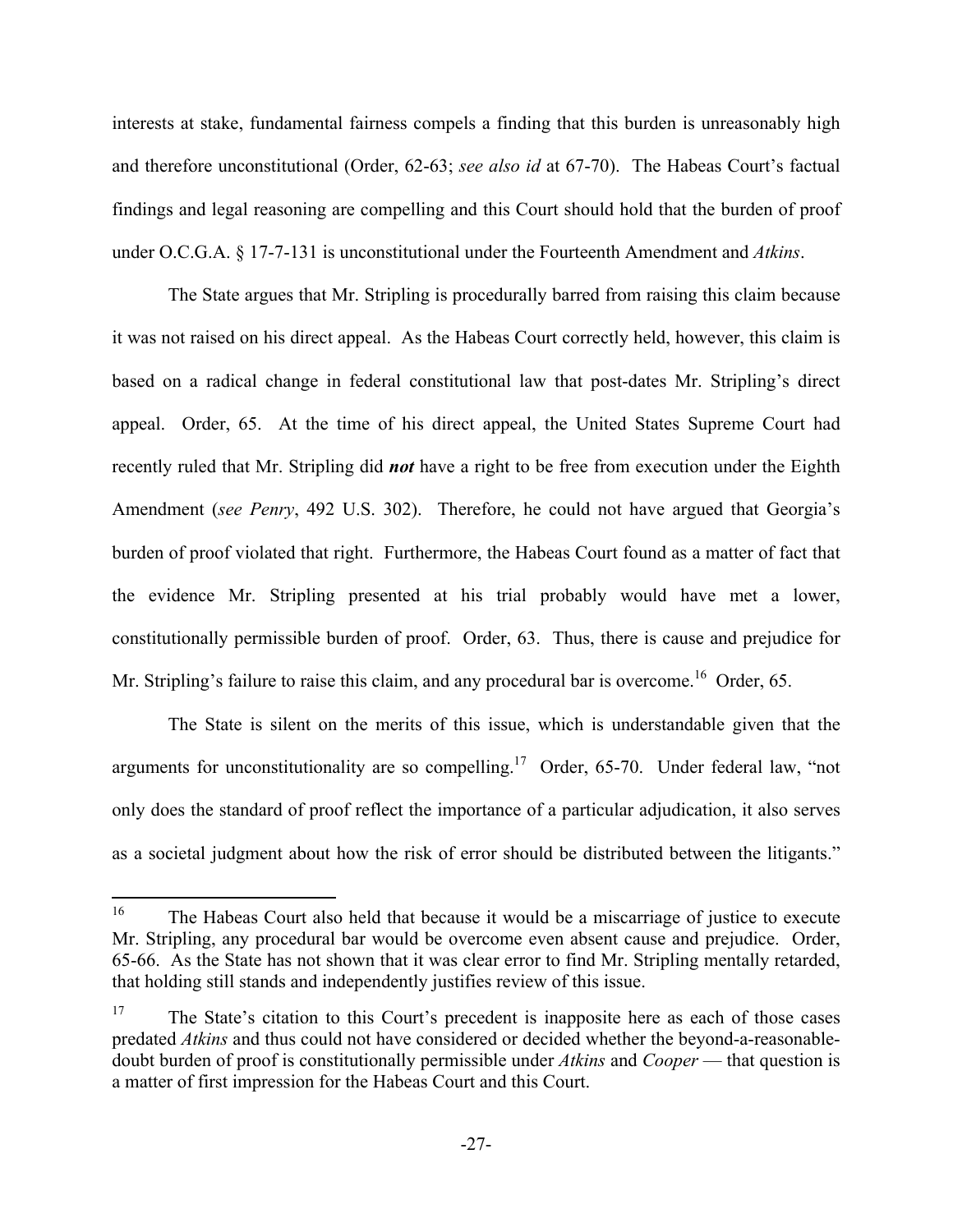interests at stake, fundamental fairness compels a finding that this burden is unreasonably high and therefore unconstitutional (Order, 62-63; *see also id* at 67-70). The Habeas Court's factual findings and legal reasoning are compelling and this Court should hold that the burden of proof under O.C.G.A. § 17-7-131 is unconstitutional under the Fourteenth Amendment and *Atkins*.

The State argues that Mr. Stripling is procedurally barred from raising this claim because it was not raised on his direct appeal. As the Habeas Court correctly held, however, this claim is based on a radical change in federal constitutional law that post-dates Mr. Stripling's direct appeal. Order, 65. At the time of his direct appeal, the United States Supreme Court had recently ruled that Mr. Stripling did ***not*** have a right to be free from execution under the Eighth Amendment (*see Penry*, 492 U.S. 302). Therefore, he could not have argued that Georgia's burden of proof violated that right. Furthermore, the Habeas Court found as a matter of fact that the evidence Mr. Stripling presented at his trial probably would have met a lower, constitutionally permissible burden of proof. Order, 63. Thus, there is cause and prejudice for Mr. Stripling's failure to raise this claim, and any procedural bar is overcome.[16] Order, 65.

The State is silent on the merits of this issue, which is understandable given that the arguments for unconstitutionality are so compelling.[17] Order, 65-70. Under federal law, "not only does the standard of proof reflect the importance of a particular adjudication, it also serves as a societal judgment about how the risk of error should be distributed between the litigants."

---

[16] The Habeas Court also held that because it would be a miscarriage of justice to execute Mr. Stripling, any procedural bar would be overcome even absent cause and prejudice. Order, 65-66. As the State has not shown that it was clear error to find Mr. Stripling mentally retarded, that holding still stands and independently justifies review of this issue.

[17] The State's citation to this Court's precedent is inapposite here as each of those cases predated *Atkins* and thus could not have considered or decided whether the beyond-a-reasonable-doubt burden of proof is constitutionally permissible under *Atkins* and *Cooper* — that question is a matter of first impression for the Habeas Court and this Court.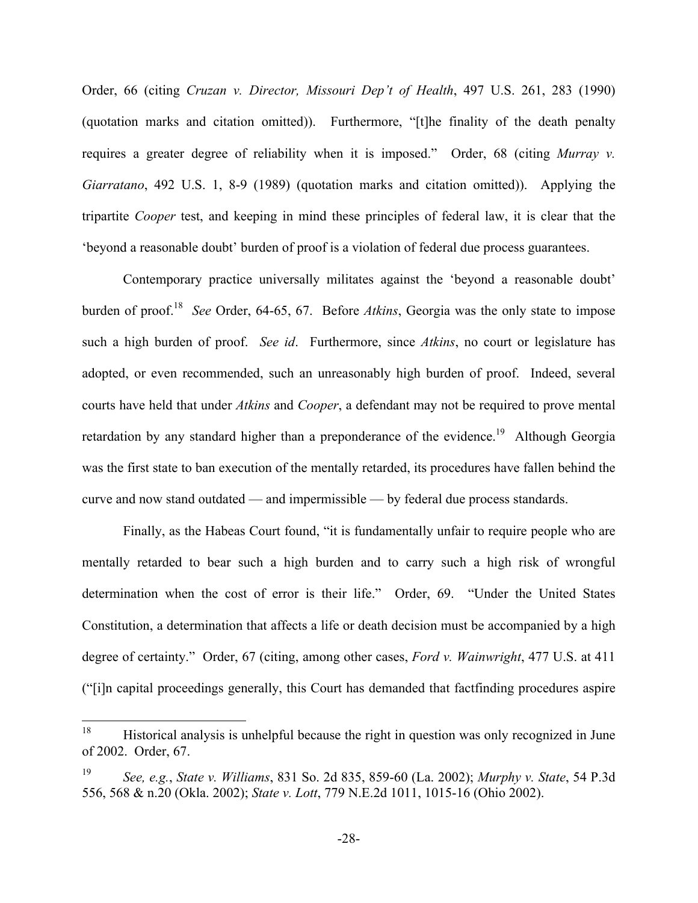Order, 66 (citing *Cruzan v. Director, Missouri Dep't of Health*, 497 U.S. 261, 283 (1990) (quotation marks and citation omitted)). Furthermore, "[t]he finality of the death penalty requires a greater degree of reliability when it is imposed." Order, 68 (citing *Murray v. Giarratano*, 492 U.S. 1, 8-9 (1989) (quotation marks and citation omitted)). Applying the tripartite *Cooper* test, and keeping in mind these principles of federal law, it is clear that the 'beyond a reasonable doubt' burden of proof is a violation of federal due process guarantees.

Contemporary practice universally militates against the 'beyond a reasonable doubt' burden of proof.[18] *See* Order, 64-65, 67. Before *Atkins*, Georgia was the only state to impose such a high burden of proof. *See id*. Furthermore, since *Atkins*, no court or legislature has adopted, or even recommended, such an unreasonably high burden of proof. Indeed, several courts have held that under *Atkins* and *Cooper*, a defendant may not be required to prove mental retardation by any standard higher than a preponderance of the evidence.[19] Although Georgia was the first state to ban execution of the mentally retarded, its procedures have fallen behind the curve and now stand outdated — and impermissible — by federal due process standards.

Finally, as the Habeas Court found, "it is fundamentally unfair to require people who are mentally retarded to bear such a high burden and to carry such a high risk of wrongful determination when the cost of error is their life." Order, 69. "Under the United States Constitution, a determination that affects a life or death decision must be accompanied by a high degree of certainty." Order, 67 (citing, among other cases, *Ford v. Wainwright*, 477 U.S. at 411 ("[i]n capital proceedings generally, this Court has demanded that factfinding procedures aspire

---

[18] Historical analysis is unhelpful because the right in question was only recognized in June of 2002. Order, 67.

[19] *See, e.g.*, *State v. Williams*, 831 So. 2d 835, 859-60 (La. 2002); *Murphy v. State*, 54 P.3d 556, 568 & n.20 (Okla. 2002); *State v. Lott*, 779 N.E.2d 1011, 1015-16 (Ohio 2002).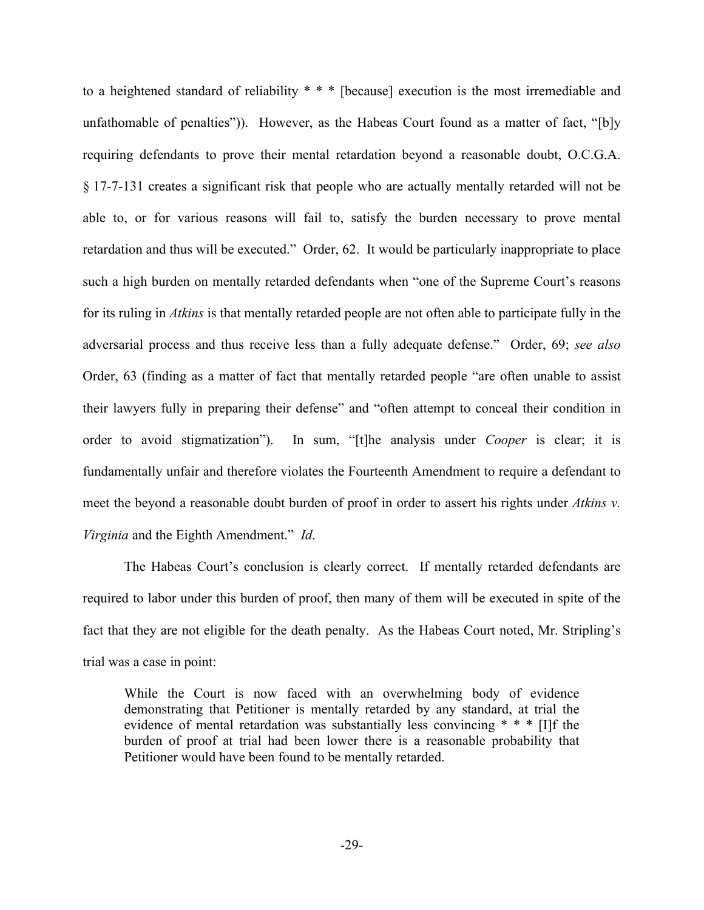to a heightened standard of reliability * * * [because] execution is the most irremediable and unfathomable of penalties")). However, as the Habeas Court found as a matter of fact, "[b]y requiring defendants to prove their mental retardation beyond a reasonable doubt, O.C.G.A. § 17-7-131 creates a significant risk that people who are actually mentally retarded will not be able to, or for various reasons will fail to, satisfy the burden necessary to prove mental retardation and thus will be executed." Order, 62. It would be particularly inappropriate to place such a high burden on mentally retarded defendants when "one of the Supreme Court's reasons for its ruling in *Atkins* is that mentally retarded people are not often able to participate fully in the adversarial process and thus receive less than a fully adequate defense." Order, 69; *see also* Order, 63 (finding as a matter of fact that mentally retarded people "are often unable to assist their lawyers fully in preparing their defense" and "often attempt to conceal their condition in order to avoid stigmatization"). In sum, "[t]he analysis under *Cooper* is clear; it is fundamentally unfair and therefore violates the Fourteenth Amendment to require a defendant to meet the beyond a reasonable doubt burden of proof in order to assert his rights under *Atkins v. Virginia* and the Eighth Amendment." *Id*.

The Habeas Court's conclusion is clearly correct. If mentally retarded defendants are required to labor under this burden of proof, then many of them will be executed in spite of the fact that they are not eligible for the death penalty. As the Habeas Court noted, Mr. Stripling's trial was a case in point:

> While the Court is now faced with an overwhelming body of evidence demonstrating that Petitioner is mentally retarded by any standard, at trial the evidence of mental retardation was substantially less convincing * * * [I]f the burden of proof at trial had been lower there is a reasonable probability that Petitioner would have been found to be mentally retarded.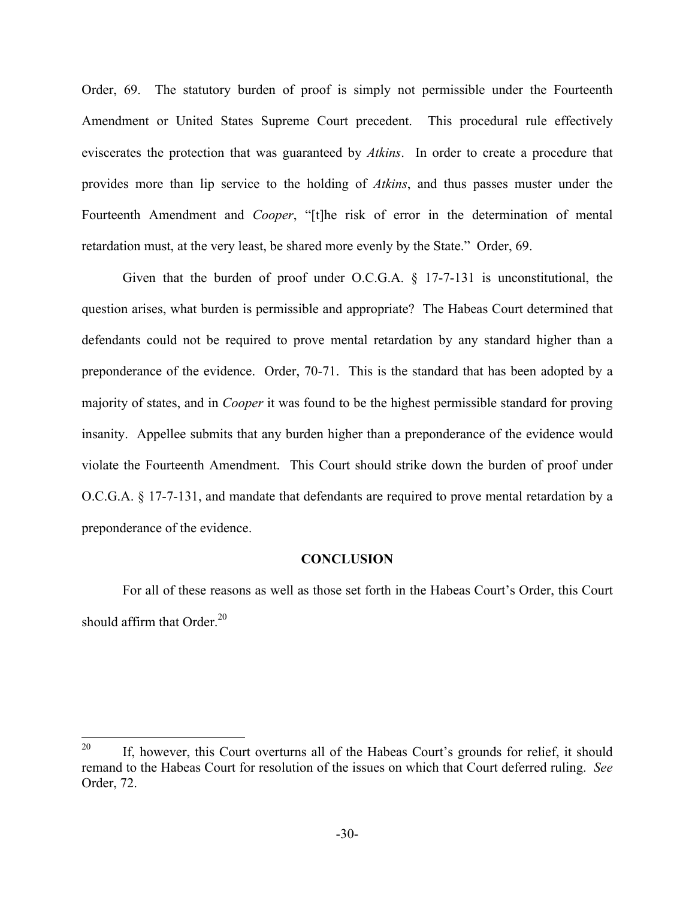Order, 69. The statutory burden of proof is simply not permissible under the Fourteenth Amendment or United States Supreme Court precedent. This procedural rule effectively eviscerates the protection that was guaranteed by *Atkins*. In order to create a procedure that provides more than lip service to the holding of *Atkins*, and thus passes muster under the Fourteenth Amendment and *Cooper*, "[t]he risk of error in the determination of mental retardation must, at the very least, be shared more evenly by the State." Order, 69.

Given that the burden of proof under O.C.G.A. § 17-7-131 is unconstitutional, the question arises, what burden is permissible and appropriate? The Habeas Court determined that defendants could not be required to prove mental retardation by any standard higher than a preponderance of the evidence. Order, 70-71. This is the standard that has been adopted by a majority of states, and in *Cooper* it was found to be the highest permissible standard for proving insanity. Appellee submits that any burden higher than a preponderance of the evidence would violate the Fourteenth Amendment. This Court should strike down the burden of proof under O.C.G.A. § 17-7-131, and mandate that defendants are required to prove mental retardation by a preponderance of the evidence.

## CONCLUSION

For all of these reasons as well as those set forth in the Habeas Court's Order, this Court should affirm that Order.[20]

---

[20] If, however, this Court overturns all of the Habeas Court's grounds for relief, it should remand to the Habeas Court for resolution of the issues on which that Court deferred ruling. *See* Order, 72.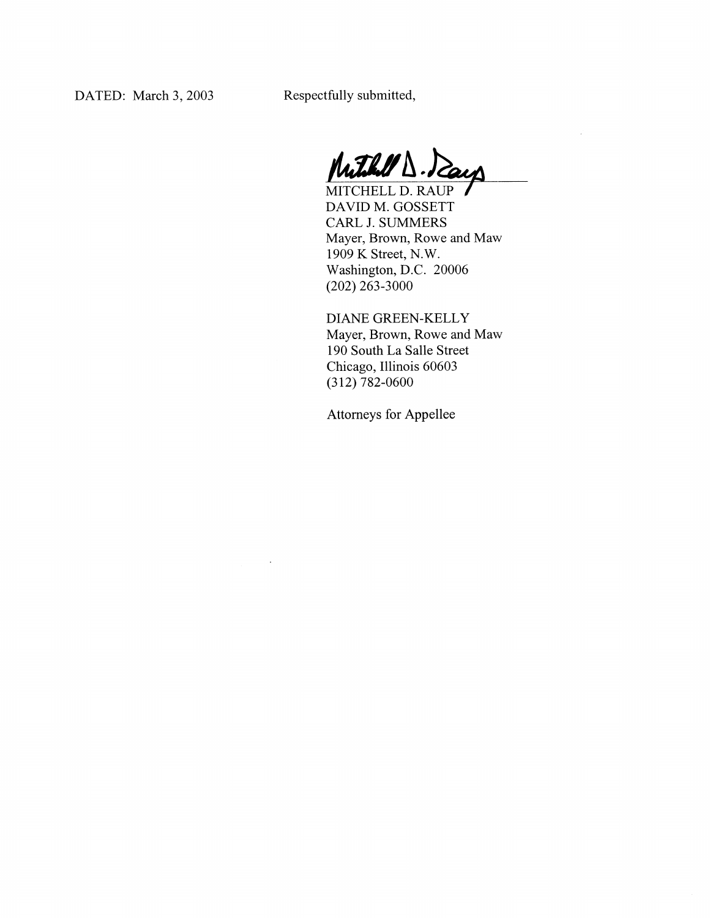DATED: March 3, 2003

Respectfully submitted,

MITCHELL D. RAUP
DAVID M. GOSSETT
CARL J. SUMMERS
Mayer, Brown, Rowe and Maw
1909 K Street, N.W.
Washington, D.C. 20006
(202) 263-3000

DIANE GREEN-KELLY
Mayer, Brown, Rowe and Maw
190 South La Salle Street
Chicago, Illinois 60603
(312) 782-0600

Attorneys for Appellee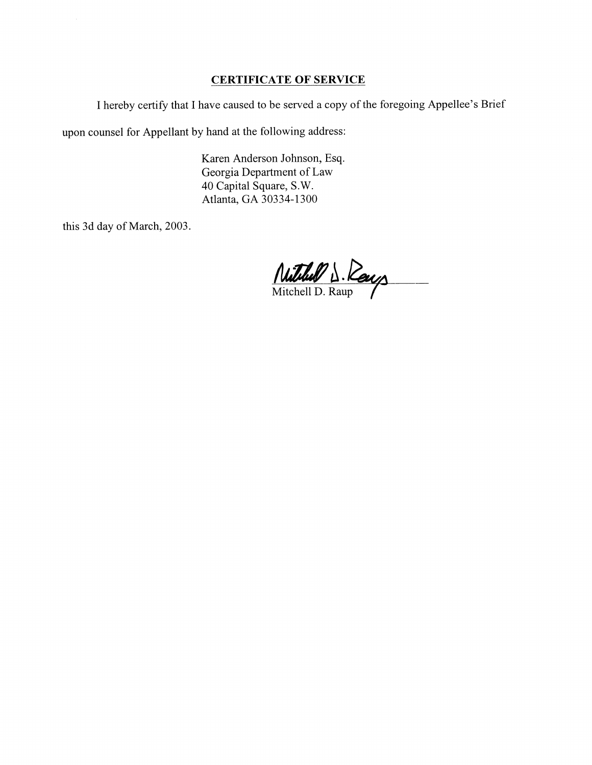## CERTIFICATE OF SERVICE

I hereby certify that I have caused to be served a copy of the foregoing Appellee's Brief upon counsel for Appellant by hand at the following address:

Karen Anderson Johnson, Esq.
Georgia Department of Law
40 Capital Square, S.W.
Atlanta, GA 30334-1300

this 3d day of March, 2003.

Mitchell D. Raup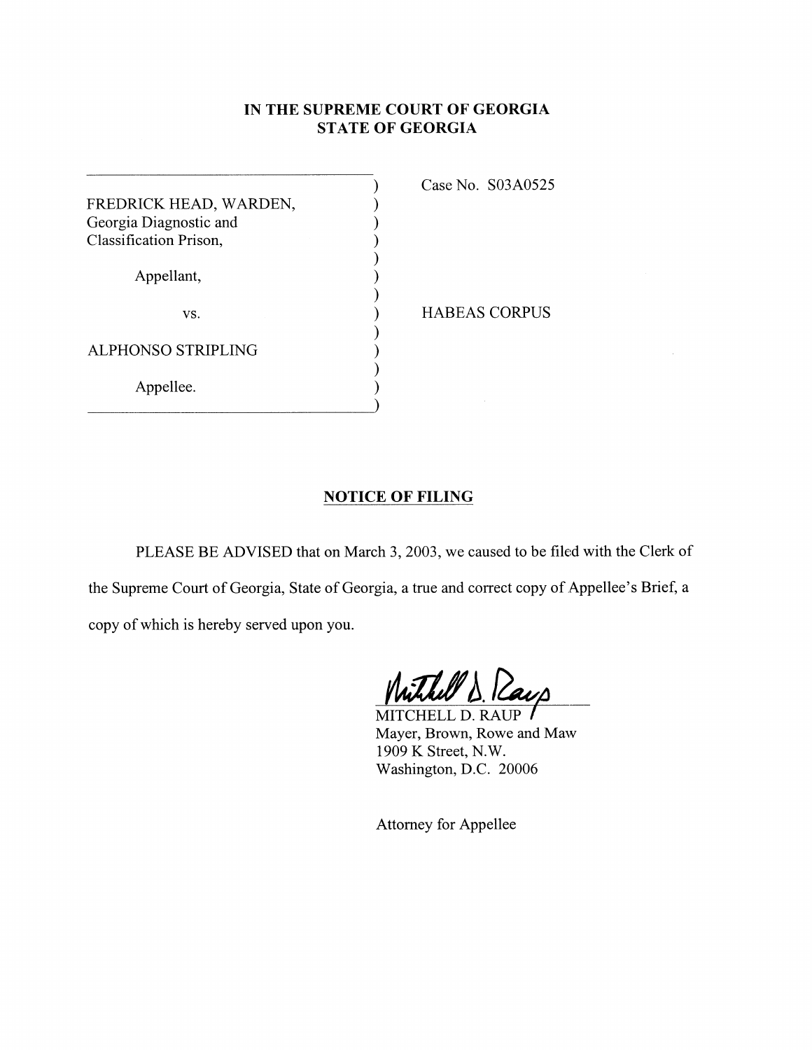**IN THE SUPREME COURT OF GEORGIA**
**STATE OF GEORGIA**

| | |
|---|---|
| FREDRICK HEAD, WARDEN, Georgia Diagnostic and Classification Prison, | Case No. S03A0525 |
| Appellant, | |
| vs. | HABEAS CORPUS |
| ALPHONSO STRIPLING | |
| Appellee. | |

**NOTICE OF FILING**

PLEASE BE ADVISED that on March 3, 2003, we caused to be filed with the Clerk of the Supreme Court of Georgia, State of Georgia, a true and correct copy of Appellee's Brief, a copy of which is hereby served upon you.

MITCHELL D. RAUP
Mayer, Brown, Rowe and Maw
1909 K Street, N.W.
Washington, D.C. 20006

Attorney for Appellee